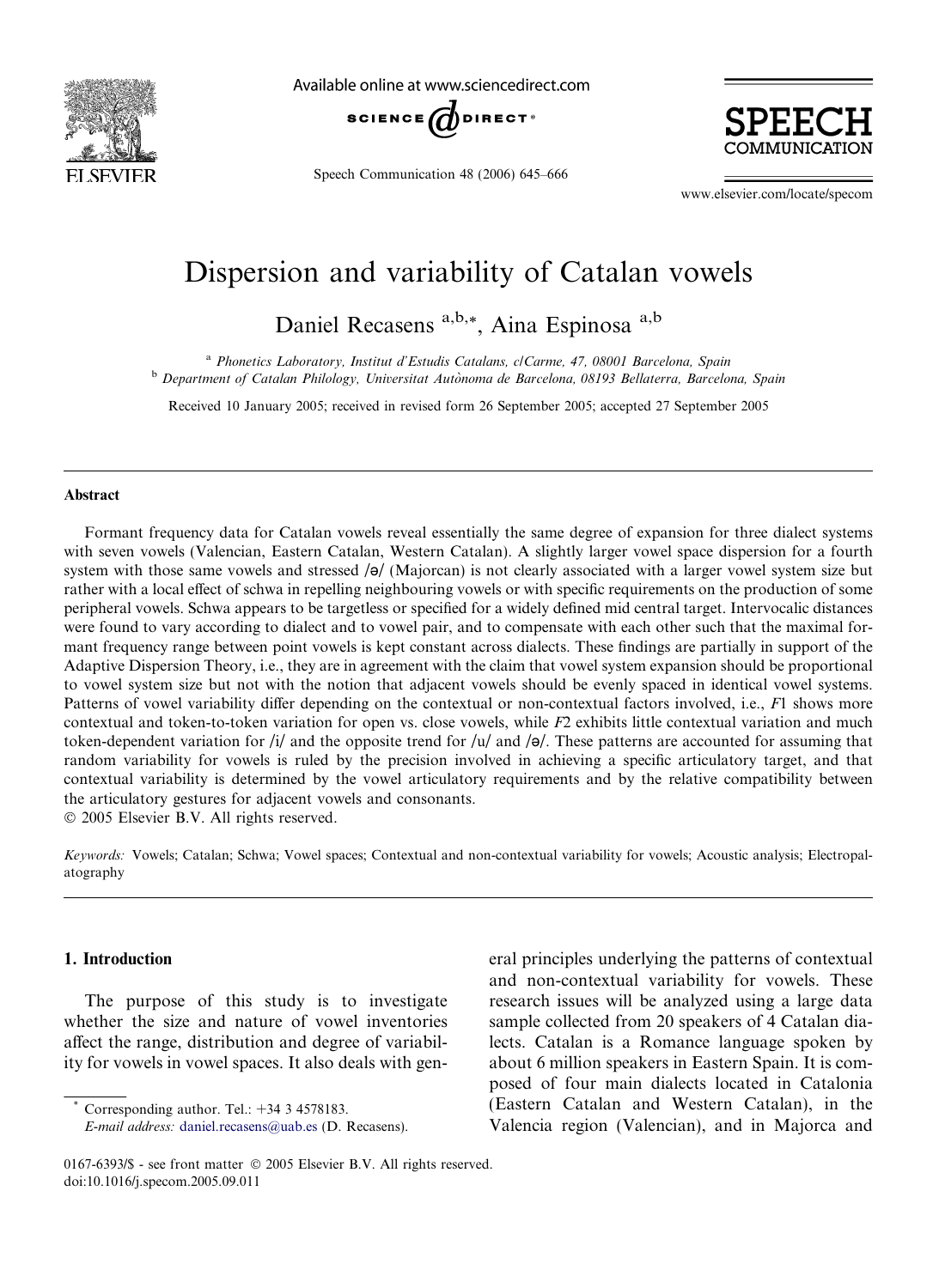# Dispersion and variability of Catalan vowels

Daniel Recasens [a,b,*], Aina Espinosa [a,b]

[a] *Phonetics Laboratory, Institut d'Estudis Catalans, c/Carme, 47, 08001 Barcelona, Spain*

[b] *Department of Catalan Philology, Universitat Autònoma de Barcelona, 08193 Bellaterra, Barcelona, Spain*

Received 10 January 2005; received in revised form 26 September 2005; accepted 27 September 2005

## Abstract

Formant frequency data for Catalan vowels reveal essentially the same degree of expansion for three dialect systems with seven vowels (Valencian, Eastern Catalan, Western Catalan). A slightly larger vowel space dispersion for a fourth system with those same vowels and stressed /ə/ (Majorcan) is not clearly associated with a larger vowel system size but rather with a local effect of schwa in repelling neighbouring vowels or with specific requirements on the production of some peripheral vowels. Schwa appears to be targetless or specified for a widely defined mid central target. Intervocalic distances were found to vary according to dialect and to vowel pair, and to compensate with each other such that the maximal formant frequency range between point vowels is kept constant across dialects. These findings are partially in support of the Adaptive Dispersion Theory, i.e., they are in agreement with the claim that vowel system expansion should be proportional to vowel system size but not with the notion that adjacent vowels should be evenly spaced in identical vowel systems. Patterns of vowel variability differ depending on the contextual or non-contextual factors involved, i.e., *F*1 shows more contextual and token-to-token variation for open vs. close vowels, while *F*2 exhibits little contextual variation and much token-dependent variation for /i/ and the opposite trend for /u/ and /ə/. These patterns are accounted for assuming that random variability for vowels is ruled by the precision involved in achieving a specific articulatory target, and that contextual variability is determined by the vowel articulatory requirements and by the relative compatibility between the articulatory gestures for adjacent vowels and consonants.

© 2005 Elsevier B.V. All rights reserved.

*Keywords:* Vowels; Catalan; Schwa; Vowel spaces; Contextual and non-contextual variability for vowels; Acoustic analysis; Electropalatography

## 1. Introduction

The purpose of this study is to investigate whether the size and nature of vowel inventories affect the range, distribution and degree of variability for vowels in vowel spaces. It also deals with general principles underlying the patterns of contextual and non-contextual variability for vowels. These research issues will be analyzed using a large data sample collected from 20 speakers of 4 Catalan dialects. Catalan is a Romance language spoken by about 6 million speakers in Eastern Spain. It is composed of four main dialects located in Catalonia (Eastern Catalan and Western Catalan), in the Valencia region (Valencian), and in Majorca and

\* Corresponding author. Tel.: +34 3 4578183.
*E-mail address:* daniel.recasens@uab.es (D. Recasens).

0167-6393/$ - see front matter © 2005 Elsevier B.V. All rights reserved.
doi:10.1016/j.specom.2005.09.011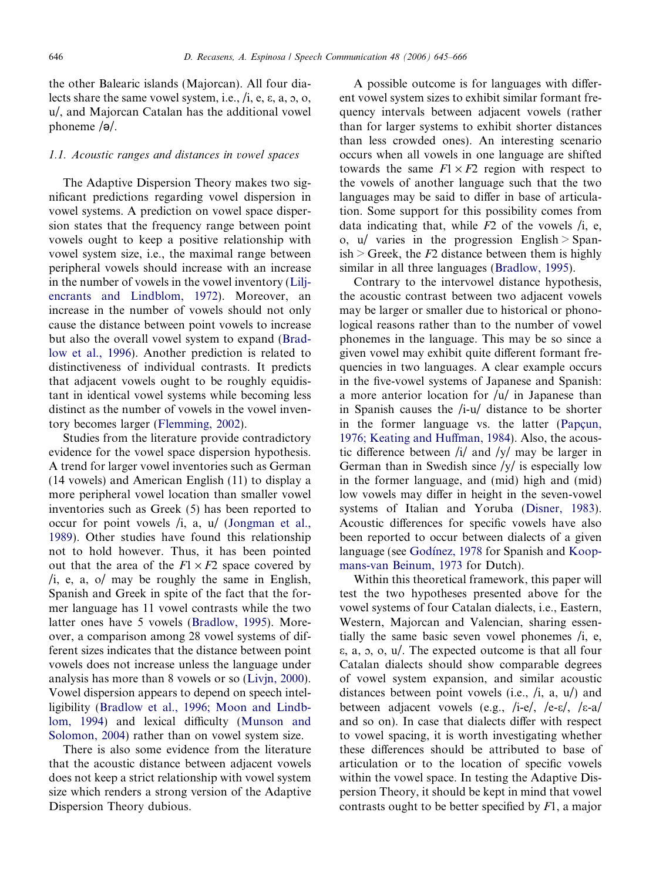the other Balearic islands (Majorcan). All four dialects share the same vowel system, i.e., /i, e, ɛ, a, ɔ, o, u/, and Majorcan Catalan has the additional vowel phoneme /ə/.

### 1.1. Acoustic ranges and distances in vowel spaces

The Adaptive Dispersion Theory makes two significant predictions regarding vowel dispersion in vowel systems. A prediction on vowel space dispersion states that the frequency range between point vowels ought to keep a positive relationship with vowel system size, i.e., the maximal range between peripheral vowels should increase with an increase in the number of vowels in the vowel inventory (Liljencrants and Lindblom, 1972). Moreover, an increase in the number of vowels should not only cause the distance between point vowels to increase but also the overall vowel system to expand (Bradlow et al., 1996). Another prediction is related to distinctiveness of individual contrasts. It predicts that adjacent vowels ought to be roughly equidistant in identical vowel systems while becoming less distinct as the number of vowels in the vowel inventory becomes larger (Flemming, 2002).

Studies from the literature provide contradictory evidence for the vowel space dispersion hypothesis. A trend for larger vowel inventories such as German (14 vowels) and American English (11) to display a more peripheral vowel location than smaller vowel inventories such as Greek (5) has been reported to occur for point vowels /i, a, u/ (Jongman et al., 1989). Other studies have found this relationship not to hold however. Thus, it has been pointed out that the area of the $F1 \times F2$ space covered by /i, e, a, o/ may be roughly the same in English, Spanish and Greek in spite of the fact that the former language has 11 vowel contrasts while the two latter ones have 5 vowels (Bradlow, 1995). Moreover, a comparison among 28 vowel systems of different sizes indicates that the distance between point vowels does not increase unless the language under analysis has more than 8 vowels or so (Livjn, 2000). Vowel dispersion appears to depend on speech intelligibility (Bradlow et al., 1996; Moon and Lindblom, 1994) and lexical difficulty (Munson and Solomon, 2004) rather than on vowel system size.

There is also some evidence from the literature that the acoustic distance between adjacent vowels does not keep a strict relationship with vowel system size which renders a strong version of the Adaptive Dispersion Theory dubious.

A possible outcome is for languages with different vowel system sizes to exhibit similar formant frequency intervals between adjacent vowels (rather than for larger systems to exhibit shorter distances than less crowded ones). An interesting scenario occurs when all vowels in one language are shifted towards the same $F1 \times F2$ region with respect to the vowels of another language such that the two languages may be said to differ in base of articulation. Some support for this possibility comes from data indicating that, while $F2$ of the vowels /i, e, o, u/ varies in the progression English > Spanish > Greek, the $F2$ distance between them is highly similar in all three languages (Bradlow, 1995).

Contrary to the intervowel distance hypothesis, the acoustic contrast between two adjacent vowels may be larger or smaller due to historical or phonological reasons rather than to the number of vowel phonemes in the language. This may be so since a given vowel may exhibit quite different formant frequencies in two languages. A clear example occurs in the five-vowel systems of Japanese and Spanish: a more anterior location for /u/ in Japanese than in Spanish causes the /i-u/ distance to be shorter in the former language vs. the latter (Papçun, 1976; Keating and Huffman, 1984). Also, the acoustic difference between /i/ and /y/ may be larger in German than in Swedish since /y/ is especially low in the former language, and (mid) high and (mid) low vowels may differ in height in the seven-vowel systems of Italian and Yoruba (Disner, 1983). Acoustic differences for specific vowels have also been reported to occur between dialects of a given language (see Godínez, 1978 for Spanish and Koopmans-van Beinum, 1973 for Dutch).

Within this theoretical framework, this paper will test the two hypotheses presented above for the vowel systems of four Catalan dialects, i.e., Eastern, Western, Majorcan and Valencian, sharing essentially the same basic seven vowel phonemes /i, e, ɛ, a, ɔ, o, u/. The expected outcome is that all four Catalan dialects should show comparable degrees of vowel system expansion, and similar acoustic distances between point vowels (i.e., /i, a, u/) and between adjacent vowels (e.g., /i-e/, /e-ɛ/, /ɛ-a/ and so on). In case that dialects differ with respect to vowel spacing, it is worth investigating whether these differences should be attributed to base of articulation or to the location of specific vowels within the vowel space. In testing the Adaptive Dispersion Theory, it should be kept in mind that vowel contrasts ought to be better specified by $F1$, a major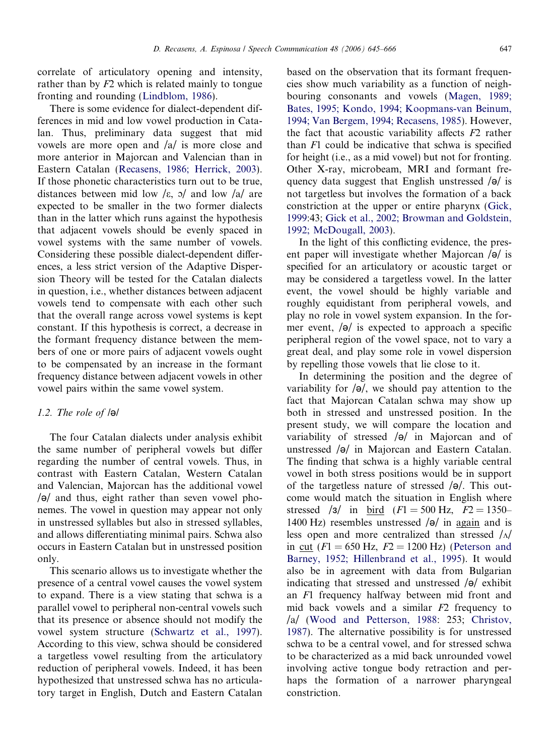correlate of articulatory opening and intensity, rather than by $F2$ which is related mainly to tongue fronting and rounding (Lindblom, 1986).

There is some evidence for dialect-dependent differences in mid and low vowel production in Catalan. Thus, preliminary data suggest that mid vowels are more open and /a/ is more close and more anterior in Majorcan and Valencian than in Eastern Catalan (Recasens, 1986; Herrick, 2003). If those phonetic characteristics turn out to be true, distances between mid low /ɛ, ɔ/ and low /a/ are expected to be smaller in the two former dialects than in the latter which runs against the hypothesis that adjacent vowels should be evenly spaced in vowel systems with the same number of vowels. Considering these possible dialect-dependent differences, a less strict version of the Adaptive Dispersion Theory will be tested for the Catalan dialects in question, i.e., whether distances between adjacent vowels tend to compensate with each other such that the overall range across vowel systems is kept constant. If this hypothesis is correct, a decrease in the formant frequency distance between the members of one or more pairs of adjacent vowels ought to be compensated by an increase in the formant frequency distance between adjacent vowels in other vowel pairs within the same vowel system.

### 1.2. The role of /ə/

The four Catalan dialects under analysis exhibit the same number of peripheral vowels but differ regarding the number of central vowels. Thus, in contrast with Eastern Catalan, Western Catalan and Valencian, Majorcan has the additional vowel /ə/ and thus, eight rather than seven vowel phonemes. The vowel in question may appear not only in unstressed syllables but also in stressed syllables, and allows differentiating minimal pairs. Schwa also occurs in Eastern Catalan but in unstressed position only.

This scenario allows us to investigate whether the presence of a central vowel causes the vowel system to expand. There is a view stating that schwa is a parallel vowel to peripheral non-central vowels such that its presence or absence should not modify the vowel system structure (Schwartz et al., 1997). According to this view, schwa should be considered a targetless vowel resulting from the articulatory reduction of peripheral vowels. Indeed, it has been hypothesized that unstressed schwa has no articulatory target in English, Dutch and Eastern Catalan based on the observation that its formant frequencies show much variability as a function of neighbouring consonants and vowels (Magen, 1989; Bates, 1995; Kondo, 1994; Koopmans-van Beinum, 1994; Van Bergem, 1994; Recasens, 1985). However, the fact that acoustic variability affects $F2$ rather than $F1$ could be indicative that schwa is specified for height (i.e., as a mid vowel) but not for fronting. Other X-ray, microbeam, MRI and formant frequency data suggest that English unstressed /ə/ is not targetless but involves the formation of a back constriction at the upper or entire pharynx (Gick, 1999:43; Gick et al., 2002; Browman and Goldstein, 1992; McDougall, 2003).

In the light of this conflicting evidence, the present paper will investigate whether Majorcan /ə/ is specified for an articulatory or acoustic target or may be considered a targetless vowel. In the latter event, the vowel should be highly variable and roughly equidistant from peripheral vowels, and play no role in vowel system expansion. In the former event, /ə/ is expected to approach a specific peripheral region of the vowel space, not to vary a great deal, and play some role in vowel dispersion by repelling those vowels that lie close to it.

In determining the position and the degree of variability for /ə/, we should pay attention to the fact that Majorcan Catalan schwa may show up both in stressed and unstressed position. In the present study, we will compare the location and variability of stressed /ə/ in Majorcan and of unstressed /ə/ in Majorcan and Eastern Catalan. The finding that schwa is a highly variable central vowel in both stress positions would be in support of the targetless nature of stressed /ə/. This outcome would match the situation in English where stressed /ɜ/ in <u>bird</u> ($F1 = 500$ Hz, $F2 = 1350$–$1400$ Hz) resembles unstressed /ə/ in <u>again</u> and is less open and more centralized than stressed /ʌ/ in <u>cut</u> ($F1 = 650$ Hz, $F2 = 1200$ Hz) (Peterson and Barney, 1952; Hillenbrand et al., 1995). It would also be in agreement with data from Bulgarian indicating that stressed and unstressed /ə/ exhibit an $F1$ frequency halfway between mid front and mid back vowels and a similar $F2$ frequency to /a/ (Wood and Petterson, 1988: 253; Christov, 1987). The alternative possibility is for unstressed schwa to be a central vowel, and for stressed schwa to be characterized as a mid back unrounded vowel involving active tongue body retraction and perhaps the formation of a narrower pharyngeal constriction.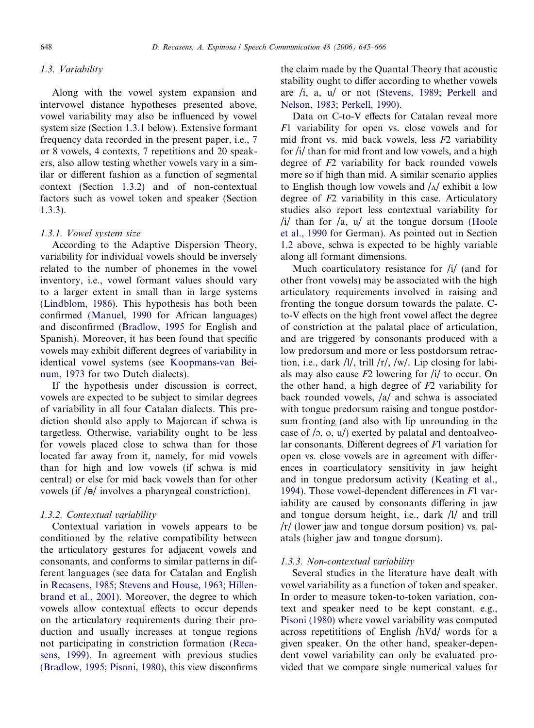### 1.3. Variability

Along with the vowel system expansion and intervowel distance hypotheses presented above, vowel variability may also be influenced by vowel system size (Section 1.3.1 below). Extensive formant frequency data recorded in the present paper, i.e., 7 or 8 vowels, 4 contexts, 7 repetitions and 20 speakers, also allow testing whether vowels vary in a similar or different fashion as a function of segmental context (Section 1.3.2) and of non-contextual factors such as vowel token and speaker (Section 1.3.3).

#### 1.3.1. Vowel system size

According to the Adaptive Dispersion Theory, variability for individual vowels should be inversely related to the number of phonemes in the vowel inventory, i.e., vowel formant values should vary to a larger extent in small than in large systems (Lindblom, 1986). This hypothesis has both been confirmed (Manuel, 1990 for African languages) and disconfirmed (Bradlow, 1995 for English and Spanish). Moreover, it has been found that specific vowels may exhibit different degrees of variability in identical vowel systems (see Koopmans-van Beinum, 1973 for two Dutch dialects).

If the hypothesis under discussion is correct, vowels are expected to be subject to similar degrees of variability in all four Catalan dialects. This prediction should also apply to Majorcan if schwa is targetless. Otherwise, variability ought to be less for vowels placed close to schwa than for those located far away from it, namely, for mid vowels than for high and low vowels (if schwa is mid central) or else for mid back vowels than for other vowels (if /ə/ involves a pharyngeal constriction).

#### 1.3.2. Contextual variability

Contextual variation in vowels appears to be conditioned by the relative compatibility between the articulatory gestures for adjacent vowels and consonants, and conforms to similar patterns in different languages (see data for Catalan and English in Recasens, 1985; Stevens and House, 1963; Hillenbrand et al., 2001). Moreover, the degree to which vowels allow contextual effects to occur depends on the articulatory requirements during their production and usually increases at tongue regions not participating in constriction formation (Recasens, 1999). In agreement with previous studies (Bradlow, 1995; Pisoni, 1980), this view disconfirms the claim made by the Quantal Theory that acoustic stability ought to differ according to whether vowels are /i, a, u/ or not (Stevens, 1989; Perkell and Nelson, 1983; Perkell, 1990).

Data on C-to-V effects for Catalan reveal more $F1$ variability for open vs. close vowels and for mid front vs. mid back vowels, less $F2$ variability for /i/ than for mid front and low vowels, and a high degree of $F2$ variability for back rounded vowels more so if high than mid. A similar scenario applies to English though low vowels and /ʌ/ exhibit a low degree of $F2$ variability in this case. Articulatory studies also report less contextual variability for /i/ than for /a, u/ at the tongue dorsum (Hoole et al., 1990 for German). As pointed out in Section 1.2 above, schwa is expected to be highly variable along all formant dimensions.

Much coarticulatory resistance for /i/ (and for other front vowels) may be associated with the high articulatory requirements involved in raising and fronting the tongue dorsum towards the palate. C-to-V effects on the high front vowel affect the degree of constriction at the palatal place of articulation, and are triggered by consonants produced with a low predorsum and more or less postdorsum retraction, i.e., dark /l/, trill /r/, /w/. Lip closing for labials may also cause $F2$ lowering for /i/ to occur. On the other hand, a high degree of $F2$ variability for back rounded vowels, /a/ and schwa is associated with tongue predorsum raising and tongue postdorsum fronting (and also with lip unrounding in the case of /ɔ, o, u/) exerted by palatal and dentoalveolar consonants. Different degrees of $F1$ variation for open vs. close vowels are in agreement with differences in coarticulatory sensitivity in jaw height and in tongue predorsum activity (Keating et al., 1994). Those vowel-dependent differences in $F1$ variability are caused by consonants differing in jaw and tongue dorsum height, i.e., dark /l/ and trill /r/ (lower jaw and tongue dorsum position) vs. palatals (higher jaw and tongue dorsum).

#### 1.3.3. Non-contextual variability

Several studies in the literature have dealt with vowel variability as a function of token and speaker. In order to measure token-to-token variation, context and speaker need to be kept constant, e.g., Pisoni (1980) where vowel variability was computed across repetititions of English /hVd/ words for a given speaker. On the other hand, speaker-dependent vowel variability can only be evaluated provided that we compare single numerical values for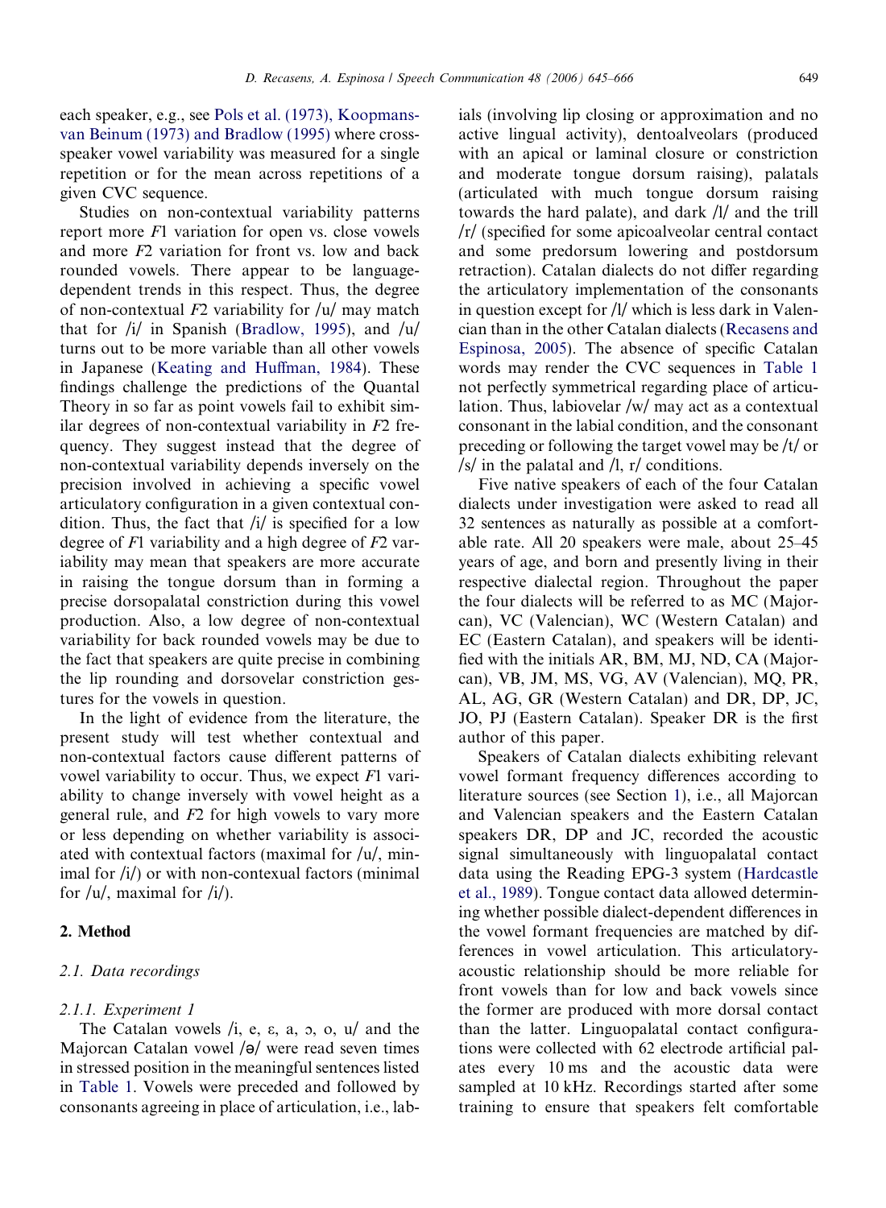each speaker, e.g., see Pols et al. (1973), Koopmans-van Beinum (1973) and Bradlow (1995) where cross-speaker vowel variability was measured for a single repetition or for the mean across repetitions of a given CVC sequence.

Studies on non-contextual variability patterns report more $F1$ variation for open vs. close vowels and more $F2$ variation for front vs. low and back rounded vowels. There appear to be language-dependent trends in this respect. Thus, the degree of non-contextual $F2$ variability for /u/ may match that for /i/ in Spanish (Bradlow, 1995), and /u/ turns out to be more variable than all other vowels in Japanese (Keating and Huffman, 1984). These findings challenge the predictions of the Quantal Theory in so far as point vowels fail to exhibit similar degrees of non-contextual variability in $F2$ frequency. They suggest instead that the degree of non-contextual variability depends inversely on the precision involved in achieving a specific vowel articulatory configuration in a given contextual condition. Thus, the fact that /i/ is specified for a low degree of $F1$ variability and a high degree of $F2$ variability may mean that speakers are more accurate in raising the tongue dorsum than in forming a precise dorsopalatal constriction during this vowel production. Also, a low degree of non-contextual variability for back rounded vowels may be due to the fact that speakers are quite precise in combining the lip rounding and dorsovelar constriction gestures for the vowels in question.

In the light of evidence from the literature, the present study will test whether contextual and non-contextual factors cause different patterns of vowel variability to occur. Thus, we expect $F1$ variability to change inversely with vowel height as a general rule, and $F2$ for high vowels to vary more or less depending on whether variability is associated with contextual factors (maximal for /u/, minimal for /i/) or with non-contexual factors (minimal for /u/, maximal for /i/).

## 2. Method

### 2.1. Data recordings

#### 2.1.1. Experiment 1

The Catalan vowels /i, e, ɛ, a, ɔ, o, u/ and the Majorcan Catalan vowel /ə/ were read seven times in stressed position in the meaningful sentences listed in Table 1. Vowels were preceded and followed by consonants agreeing in place of articulation, i.e., labials (involving lip closing or approximation and no active lingual activity), dentoalveolars (produced with an apical or laminal closure or constriction and moderate tongue dorsum raising), palatals (articulated with much tongue dorsum raising towards the hard palate), and dark /l/ and the trill /r/ (specified for some apicoalveolar central contact and some predorsum lowering and postdorsum retraction). Catalan dialects do not differ regarding the articulatory implementation of the consonants in question except for /l/ which is less dark in Valencian than in the other Catalan dialects (Recasens and Espinosa, 2005). The absence of specific Catalan words may render the CVC sequences in Table 1 not perfectly symmetrical regarding place of articulation. Thus, labiovelar /w/ may act as a contextual consonant in the labial condition, and the consonant preceding or following the target vowel may be /t/ or /s/ in the palatal and /l, r/ conditions.

Five native speakers of each of the four Catalan dialects under investigation were asked to read all 32 sentences as naturally as possible at a comfortable rate. All 20 speakers were male, about 25–45 years of age, and born and presently living in their respective dialectal region. Throughout the paper the four dialects will be referred to as MC (Majorcan), VC (Valencian), WC (Western Catalan) and EC (Eastern Catalan), and speakers will be identified with the initials AR, BM, MJ, ND, CA (Majorcan), VB, JM, MS, VG, AV (Valencian), MQ, PR, AL, AG, GR (Western Catalan) and DR, DP, JC, JO, PJ (Eastern Catalan). Speaker DR is the first author of this paper.

Speakers of Catalan dialects exhibiting relevant vowel formant frequency differences according to literature sources (see Section 1), i.e., all Majorcan and Valencian speakers and the Eastern Catalan speakers DR, DP and JC, recorded the acoustic signal simultaneously with linguopalatal contact data using the Reading EPG-3 system (Hardcastle et al., 1989). Tongue contact data allowed determining whether possible dialect-dependent differences in the vowel formant frequencies are matched by differences in vowel articulation. This articulatory-acoustic relationship should be more reliable for front vowels than for low and back vowels since the former are produced with more dorsal contact than the latter. Linguopalatal contact configurations were collected with 62 electrode artificial palates every 10 ms and the acoustic data were sampled at 10 kHz. Recordings started after some training to ensure that speakers felt comfortable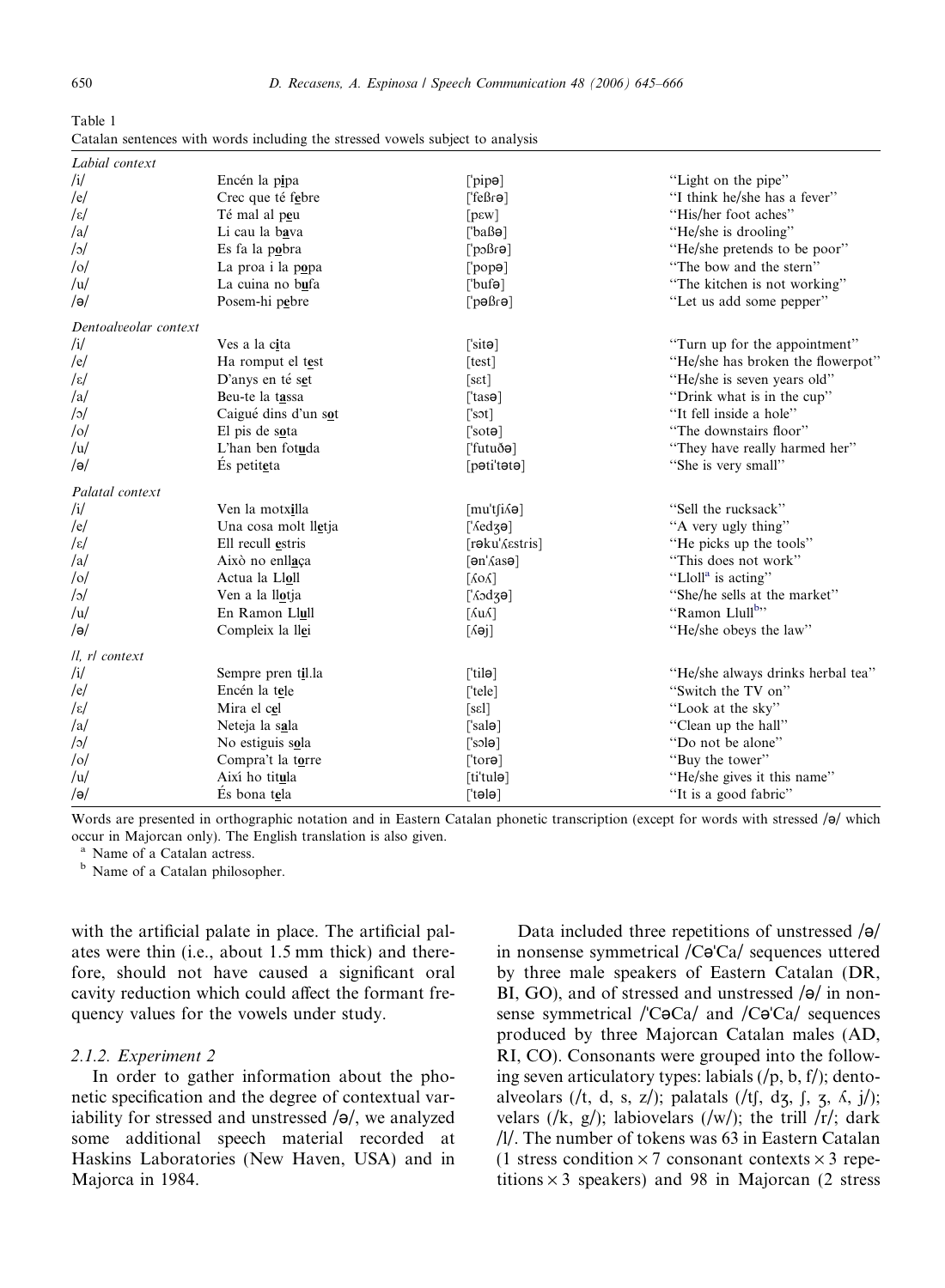Table 1
Catalan sentences with words including the stressed vowels subject to analysis

| | | | |
|---|---|---|---|
| *Labial context* | | | |
| /i/ | Encén la p**i**pa | [ˈpipə] | "Light on the pipe" |
| /e/ | Crec que té f**e**bre | [ˈfeβɾə] | "I think he/she has a fever" |
| /ɛ/ | Té mal al p**e**u | [pɛw] | "His/her foot aches" |
| /a/ | Li cau la b**a**va | [ˈbaβə] | "He/she is drooling" |
| /ɔ/ | Es fa la p**o**bra | [ˈpɔβɾə] | "He/she pretends to be poor" |
| /o/ | La proa i la p**o**pa | [ˈpopə] | "The bow and the stern" |
| /u/ | La cuina no b**u**fa | [ˈbufə] | "The kitchen is not working" |
| /ə/ | Posem-hi p**e**bre | [ˈpəβɾə] | "Let us add some pepper" |
| *Dentoalveolar context* | | | |
| /i/ | Ves a la c**i**ta | [ˈsitə] | "Turn up for the appointment" |
| /e/ | Ha romput el t**e**st | [test] | "He/she has broken the flowerpot" |
| /ɛ/ | D'anys en té s**e**t | [sɛt] | "He/she is seven years old" |
| /a/ | Beu-te la t**a**ssa | [ˈtasə] | "Drink what is in the cup" |
| /ɔ/ | Caigué dins d'un s**o**t | [ˈsɔt] | "It fell inside a hole" |
| /o/ | El pis de s**o**ta | [ˈsotə] | "The downstairs floor" |
| /u/ | L'han ben fot**u**da | [ˈfutuðə] | "They have really harmed her" |
| /ə/ | És petit**e**ta | [pətiˈtətə] | "She is very small" |
| *Palatal context* | | | |
| /i/ | Ven la motx**i**lla | [muˈtʃiʎə] | "Sell the rucksack" |
| /e/ | Una cosa molt ll**e**tja | [ˈʎedʒə] | "A very ugly thing" |
| /ɛ/ | Ell recull **e**stris | [rəkuˈʎɛstris] | "He picks up the tools" |
| /a/ | Això no enll**a**ça | [ənˈʎasə] | "This does not work" |
| /o/ | Actua la Ll**o**ll | [ʎoʎ] | "Lloll[a] is acting" |
| /ɔ/ | Ven a la ll**o**tja | [ˈʎɔdʒə] | "She/he sells at the market" |
| /u/ | En Ramon Ll**u**ll | [ʎuʎ] | "Ramon Llull[b]" |
| /ə/ | Compleix la ll**e**i | [ʎəj] | "He/she obeys the law" |
| */l, r/ context* | | | |
| /i/ | Sempre pren t**i**l.la | [ˈtilə] | "He/she always drinks herbal tea" |
| /e/ | Encén la t**e**le | [ˈtele] | "Switch the TV on" |
| /ɛ/ | Mira el c**e**l | [sɛl] | "Look at the sky" |
| /a/ | Neteja la s**a**la | [ˈsalə] | "Clean up the hall" |
| /ɔ/ | No estiguis s**o**la | [ˈsɔlə] | "Do not be alone" |
| /o/ | Compra't la t**o**rre | [ˈtorə] | "Buy the tower" |
| /u/ | Així ho tit**u**la | [tiˈtulə] | "He/she gives it this name" |
| /ə/ | És bona t**e**la | [ˈtələ] | "It is a good fabric" |

Words are presented in orthographic notation and in Eastern Catalan phonetic transcription (except for words with stressed /ə/ which occur in Majorcan only). The English translation is also given.

[a] Name of a Catalan actress.

[b] Name of a Catalan philosopher.

with the artificial palate in place. The artificial palates were thin (i.e., about 1.5 mm thick) and therefore, should not have caused a significant oral cavity reduction which could affect the formant frequency values for the vowels under study.

#### 2.1.2. Experiment 2

In order to gather information about the phonetic specification and the degree of contextual variability for stressed and unstressed /ə/, we analyzed some additional speech material recorded at Haskins Laboratories (New Haven, USA) and in Majorca in 1984.

Data included three repetitions of unstressed /ə/ in nonsense symmetrical /CəˈCa/ sequences uttered by three male speakers of Eastern Catalan (DR, BI, GO), and of stressed and unstressed /ə/ in nonsense symmetrical /ˈCəCa/ and /CəˈCa/ sequences produced by three Majorcan Catalan males (AD, RI, CO). Consonants were grouped into the following seven articulatory types: labials (/p, b, f/); dentoalveolars (/t, d, s, z/); palatals (/tʃ, dʒ, ʃ, ʒ, ʎ, j/); velars (/k, g/); labiovelars (/w/); the trill /r/; dark /l/. The number of tokens was 63 in Eastern Catalan (1 stress condition × 7 consonant contexts × 3 repetitions × 3 speakers) and 98 in Majorcan (2 stress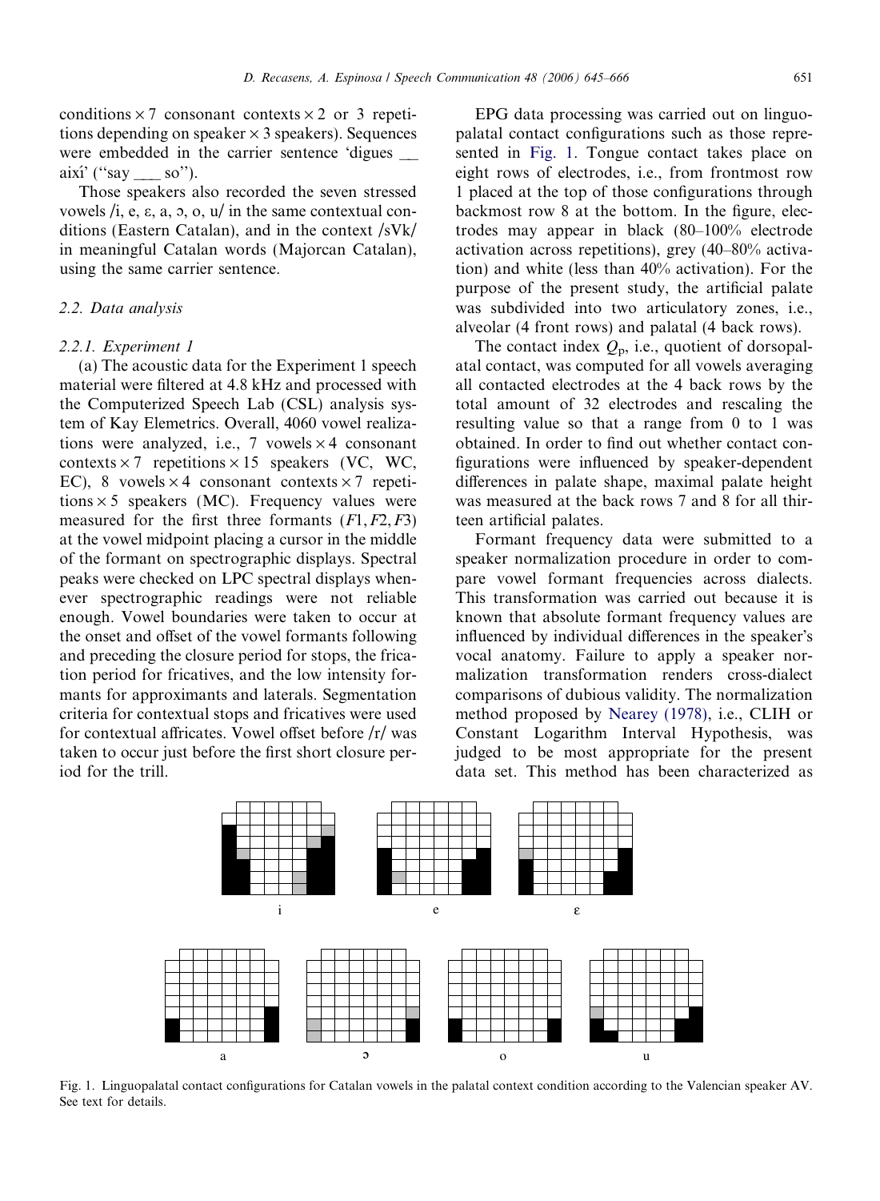conditions × 7 consonant contexts × 2 or 3 repetitions depending on speaker × 3 speakers). Sequences were embedded in the carrier sentence 'digues __ així' ("say ___ so").

Those speakers also recorded the seven stressed vowels /i, e, ɛ, a, ɔ, o, u/ in the same contextual conditions (Eastern Catalan), and in the context /sVk/ in meaningful Catalan words (Majorcan Catalan), using the same carrier sentence.

### 2.2. Data analysis

#### 2.2.1. Experiment 1

(a) The acoustic data for the Experiment 1 speech material were filtered at 4.8 kHz and processed with the Computerized Speech Lab (CSL) analysis system of Kay Elemetrics. Overall, 4060 vowel realizations were analyzed, i.e., 7 vowels × 4 consonant contexts × 7 repetitions × 15 speakers (VC, WC, EC), 8 vowels × 4 consonant contexts × 7 repetitions × 5 speakers (MC). Frequency values were measured for the first three formants ($F1, F2, F3$) at the vowel midpoint placing a cursor in the middle of the formant on spectrographic displays. Spectral peaks were checked on LPC spectral displays whenever spectrographic readings were not reliable enough. Vowel boundaries were taken to occur at the onset and offset of the vowel formants following and preceding the closure period for stops, the frication period for fricatives, and the low intensity formants for approximants and laterals. Segmentation criteria for contextual stops and fricatives were used for contextual affricates. Vowel offset before /r/ was taken to occur just before the first short closure period for the trill.

EPG data processing was carried out on linguopalatal contact configurations such as those represented in Fig. 1. Tongue contact takes place on eight rows of electrodes, i.e., from frontmost row 1 placed at the top of those configurations through backmost row 8 at the bottom. In the figure, electrodes may appear in black (80–100% electrode activation across repetitions), grey (40–80% activation) and white (less than 40% activation). For the purpose of the present study, the artificial palate was subdivided into two articulatory zones, i.e., alveolar (4 front rows) and palatal (4 back rows).

The contact index $Q_p$, i.e., quotient of dorsopalatal contact, was computed for all vowels averaging all contacted electrodes at the 4 back rows by the total amount of 32 electrodes and rescaling the resulting value so that a range from 0 to 1 was obtained. In order to find out whether contact configurations were influenced by speaker-dependent differences in palate shape, maximal palate height was measured at the back rows 7 and 8 for all thirteen artificial palates.

Formant frequency data were submitted to a speaker normalization procedure in order to compare vowel formant frequencies across dialects. This transformation was carried out because it is known that absolute formant frequency values are influenced by individual differences in the speaker's vocal anatomy. Failure to apply a speaker normalization transformation renders cross-dialect comparisons of dubious validity. The normalization method proposed by Nearey (1978), i.e., CLIH or Constant Logarithm Interval Hypothesis, was judged to be most appropriate for the present data set. This method has been characterized as

Fig. 1. Linguopalatal contact configurations for Catalan vowels in the palatal context condition according to the Valencian speaker AV. See text for details.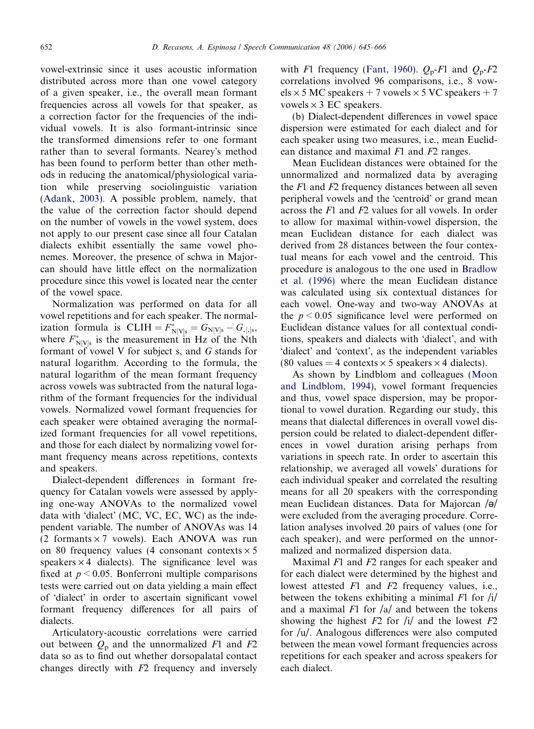vowel-extrinsic since it uses acoustic information distributed across more than one vowel category of a given speaker, i.e., the overall mean formant frequencies across all vowels for that speaker, as a correction factor for the frequencies of the individual vowels. It is also formant-intrinsic since the transformed dimensions refer to one formant rather than to several formants. Nearey's method has been found to perform better than other methods in reducing the anatomical/physiological variation while preserving sociolinguistic variation (Adank, 2003). A possible problem, namely, that the value of the correction factor should depend on the number of vowels in the vowel system, does not apply to our present case since all four Catalan dialects exhibit essentially the same vowel phonemes. Moreover, the presence of schwa in Majorcan should have little effect on the normalization procedure since this vowel is located near the center of the vowel space.

Normalization was performed on data for all vowel repetitions and for each speaker. The normalization formula is $\text{CLIH} = F^{*}_{\text{N[V]s}} = G_{\text{N[V]s}} - G_{.[.]\text{s}}$, where $F^{*}_{\text{N[V]s}}$ is the measurement in Hz of the Nth formant of vowel V for subject s, and $G$ stands for natural logarithm. According to the formula, the natural logarithm of the mean formant frequency across vowels was subtracted from the natural logarithm of the formant frequencies for the individual vowels. Normalized vowel formant frequencies for each speaker were obtained averaging the normalized formant frequencies for all vowel repetitions, and those for each dialect by normalizing vowel formant frequency means across repetitions, contexts and speakers.

Dialect-dependent differences in formant frequency for Catalan vowels were assessed by applying one-way ANOVAs to the normalized vowel data with 'dialect' (MC, VC, EC, WC) as the independent variable. The number of ANOVAs was 14 (2 formants × 7 vowels). Each ANOVA was run on 80 frequency values (4 consonant contexts × 5 speakers × 4 dialects). The significance level was fixed at $p < 0.05$. Bonferroni multiple comparisons tests were carried out on data yielding a main effect of 'dialect' in order to ascertain significant vowel formant frequency differences for all pairs of dialects.

Articulatory-acoustic correlations were carried out between $Q_p$ and the unnormalized $F1$ and $F2$ data so as to find out whether dorsopalatal contact changes directly with $F2$ frequency and inversely with $F1$ frequency (Fant, 1960). $Q_p$-$F1$ and $Q_p$-$F2$ correlations involved 96 comparisons, i.e., 8 vowels × 5 MC speakers + 7 vowels × 5 VC speakers + 7 vowels × 3 EC speakers.

(b) Dialect-dependent differences in vowel space dispersion were estimated for each dialect and for each speaker using two measures, i.e., mean Euclidean distance and maximal $F1$ and $F2$ ranges.

Mean Euclidean distances were obtained for the unnormalized and normalized data by averaging the $F1$ and $F2$ frequency distances between all seven peripheral vowels and the 'centroid' or grand mean across the $F1$ and $F2$ values for all vowels. In order to allow for maximal within-vowel dispersion, the mean Euclidean distance for each dialect was derived from 28 distances between the four contextual means for each vowel and the centroid. This procedure is analogous to the one used in Bradlow et al. (1996) where the mean Euclidean distance was calculated using six contextual distances for each vowel. One-way and two-way ANOVAs at the $p < 0.05$ significance level were performed on Euclidean distance values for all contextual conditions, speakers and dialects with 'dialect', and with 'dialect' and 'context', as the independent variables (80 values = 4 contexts × 5 speakers × 4 dialects).

As shown by Lindblom and colleagues (Moon and Lindblom, 1994), vowel formant frequencies and thus, vowel space dispersion, may be proportional to vowel duration. Regarding our study, this means that dialectal differences in overall vowel dispersion could be related to dialect-dependent differences in vowel duration arising perhaps from variations in speech rate. In order to ascertain this relationship, we averaged all vowels' durations for each individual speaker and correlated the resulting means for all 20 speakers with the corresponding mean Euclidean distances. Data for Majorcan /ə/ were excluded from the averaging procedure. Correlation analyses involved 20 pairs of values (one for each speaker), and were performed on the unnormalized and normalized dispersion data.

Maximal $F1$ and $F2$ ranges for each speaker and for each dialect were determined by the highest and lowest attested $F1$ and $F2$ frequency values, i.e., between the tokens exhibiting a minimal $F1$ for /i/ and a maximal $F1$ for /a/ and between the tokens showing the highest $F2$ for /i/ and the lowest $F2$ for /u/. Analogous differences were also computed between the mean vowel formant frequencies across repetitions for each speaker and across speakers for each dialect.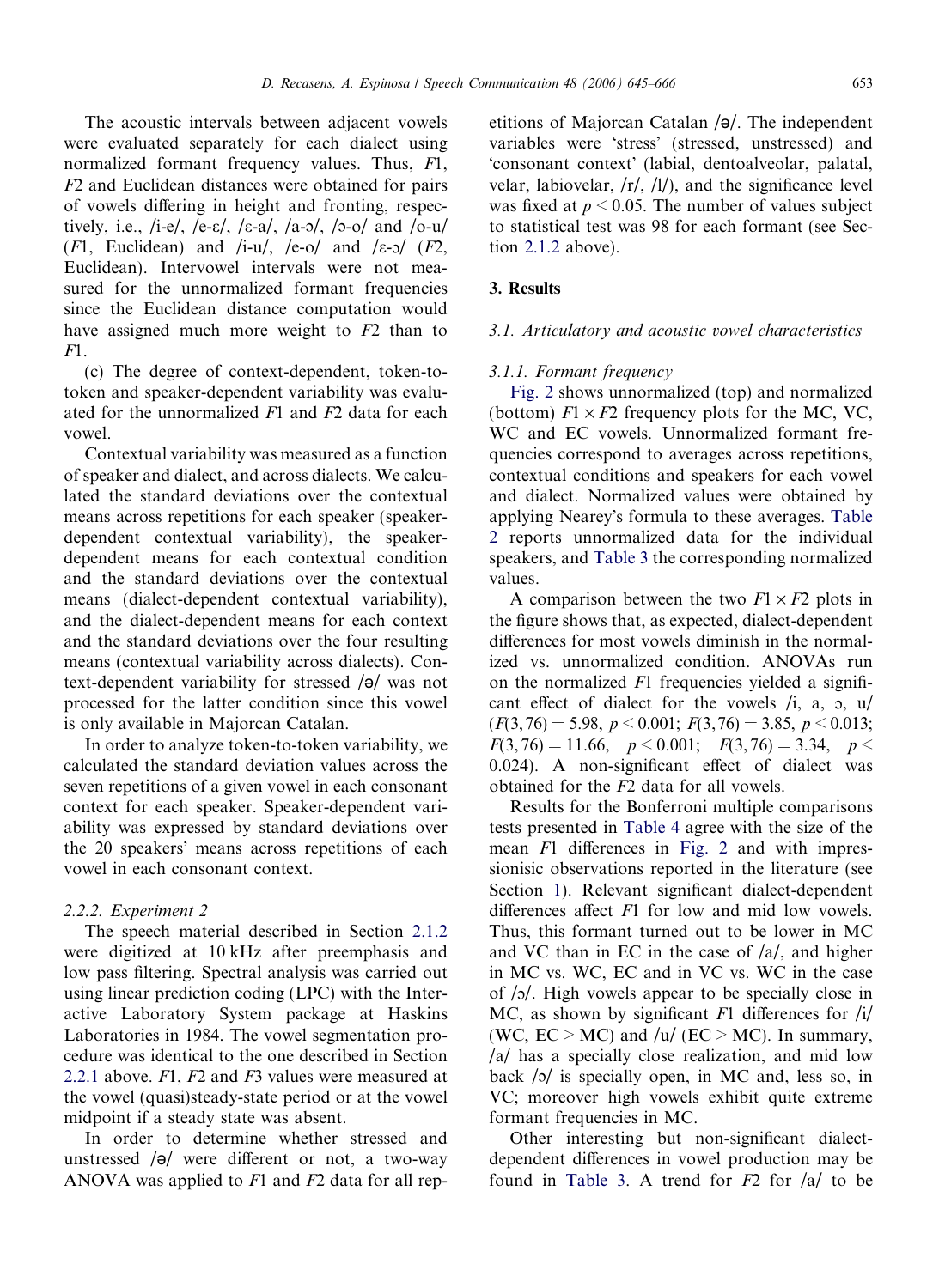The acoustic intervals between adjacent vowels were evaluated separately for each dialect using normalized formant frequency values. Thus, $F1$, $F2$ and Euclidean distances were obtained for pairs of vowels differing in height and fronting, respectively, i.e., /i-e/, /e-ɛ/, /ɛ-a/, /a-ɔ/, /ɔ-o/ and /o-u/ ($F1$, Euclidean) and /i-u/, /e-o/ and /ɛ-ɔ/ ($F2$, Euclidean). Intervowel intervals were not measured for the unnormalized formant frequencies since the Euclidean distance computation would have assigned much more weight to $F2$ than to $F1$.

(c) The degree of context-dependent, token-to-token and speaker-dependent variability was evaluated for the unnormalized $F1$ and $F2$ data for each vowel.

Contextual variability was measured as a function of speaker and dialect, and across dialects. We calculated the standard deviations over the contextual means across repetitions for each speaker (speaker-dependent contextual variability), the speaker-dependent means for each contextual condition and the standard deviations over the contextual means (dialect-dependent contextual variability), and the dialect-dependent means for each context and the standard deviations over the four resulting means (contextual variability across dialects). Context-dependent variability for stressed /ə/ was not processed for the latter condition since this vowel is only available in Majorcan Catalan.

In order to analyze token-to-token variability, we calculated the standard deviation values across the seven repetitions of a given vowel in each consonant context for each speaker. Speaker-dependent variability was expressed by standard deviations over the 20 speakers' means across repetitions of each vowel in each consonant context.

#### 2.2.2. Experiment 2

The speech material described in Section 2.1.2 were digitized at 10 kHz after preemphasis and low pass filtering. Spectral analysis was carried out using linear prediction coding (LPC) with the Interactive Laboratory System package at Haskins Laboratories in 1984. The vowel segmentation procedure was identical to the one described in Section 2.2.1 above. $F1$, $F2$ and $F3$ values were measured at the vowel (quasi)steady-state period or at the vowel midpoint if a steady state was absent.

In order to determine whether stressed and unstressed /ə/ were different or not, a two-way ANOVA was applied to $F1$ and $F2$ data for all repetitions of Majorcan Catalan /ə/. The independent variables were 'stress' (stressed, unstressed) and 'consonant context' (labial, dentoalveolar, palatal, velar, labiovelar, /r/, /l/), and the significance level was fixed at $p < 0.05$. The number of values subject to statistical test was 98 for each formant (see Section 2.1.2 above).

## 3. Results

### 3.1. Articulatory and acoustic vowel characteristics

#### 3.1.1. Formant frequency

Fig. 2 shows unnormalized (top) and normalized (bottom) $F1 \times F2$ frequency plots for the MC, VC, WC and EC vowels. Unnormalized formant frequencies correspond to averages across repetitions, contextual conditions and speakers for each vowel and dialect. Normalized values were obtained by applying Nearey's formula to these averages. Table 2 reports unnormalized data for the individual speakers, and Table 3 the corresponding normalized values.

A comparison between the two $F1 \times F2$ plots in the figure shows that, as expected, dialect-dependent differences for most vowels diminish in the normalized vs. unnormalized condition. ANOVAs run on the normalized $F1$ frequencies yielded a significant effect of dialect for the vowels /i, a, ɔ, u/ ($F(3, 76) = 5.98$, $p < 0.001$; $F(3, 76) = 3.85$, $p < 0.013$; $F(3, 76) = 11.66$, $p < 0.001$; $F(3, 76) = 3.34$, $p < 0.024$). A non-significant effect of dialect was obtained for the $F2$ data for all vowels.

Results for the Bonferroni multiple comparisons tests presented in Table 4 agree with the size of the mean $F1$ differences in Fig. 2 and with impressionisic observations reported in the literature (see Section 1). Relevant significant dialect-dependent differences affect $F1$ for low and mid low vowels. Thus, this formant turned out to be lower in MC and VC than in EC in the case of /a/, and higher in MC vs. WC, EC and in VC vs. WC in the case of /ɔ/. High vowels appear to be specially close in MC, as shown by significant $F1$ differences for /i/ (WC, EC > MC) and /u/ (EC > MC). In summary, /a/ has a specially close realization, and mid low back /ɔ/ is specially open, in MC and, less so, in VC; moreover high vowels exhibit quite extreme formant frequencies in MC.

Other interesting but non-significant dialect-dependent differences in vowel production may be found in Table 3. A trend for $F2$ for /a/ to be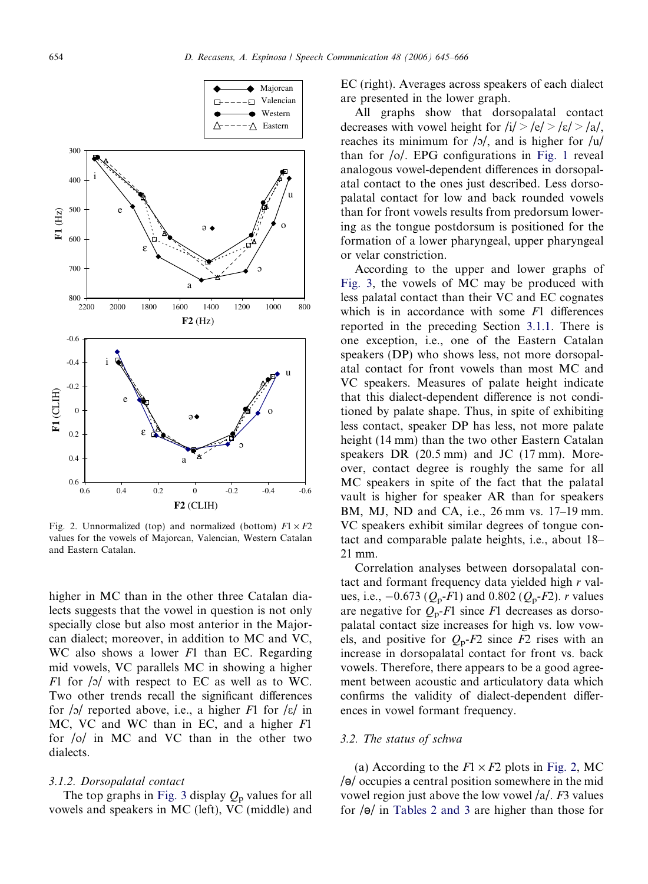Fig. 2. Unnormalized (top) and normalized (bottom) $F1 \times F2$ values for the vowels of Majorcan, Valencian, Western Catalan and Eastern Catalan.

higher in MC than in the other three Catalan dialects suggests that the vowel in question is not only specially close but also most anterior in the Majorcan dialect; moreover, in addition to MC and VC, WC also shows a lower $F1$ than EC. Regarding mid vowels, VC parallels MC in showing a higher $F1$ for /ɔ/ with respect to EC as well as to WC. Two other trends recall the significant differences for /ɔ/ reported above, i.e., a higher $F1$ for /ɛ/ in MC, VC and WC than in EC, and a higher $F1$ for /o/ in MC and VC than in the other two dialects.

### 3.1.2. Dorsopalatal contact

The top graphs in Fig. 3 display $Q_p$ values for all vowels and speakers in MC (left), VC (middle) and EC (right). Averages across speakers of each dialect are presented in the lower graph.

All graphs show that dorsopalatal contact decreases with vowel height for /i/ > /e/ > /ɛ/ > /a/, reaches its minimum for /ɔ/, and is higher for /u/ than for /o/. EPG configurations in Fig. 1 reveal analogous vowel-dependent differences in dorsopalatal contact to the ones just described. Less dorsopalatal contact for low and back rounded vowels than for front vowels results from predorsum lowering as the tongue postdorsum is positioned for the formation of a lower pharyngeal, upper pharyngeal or velar constriction.

According to the upper and lower graphs of Fig. 3, the vowels of MC may be produced with less palatal contact than their VC and EC cognates which is in accordance with some $F1$ differences reported in the preceding Section 3.1.1. There is one exception, i.e., one of the Eastern Catalan speakers (DP) who shows less, not more dorsopalatal contact for front vowels than most MC and VC speakers. Measures of palate height indicate that this dialect-dependent difference is not conditioned by palate shape. Thus, in spite of exhibiting less contact, speaker DP has less, not more palate height (14 mm) than the two other Eastern Catalan speakers DR (20.5 mm) and JC (17 mm). Moreover, contact degree is roughly the same for all MC speakers in spite of the fact that the palatal vault is higher for speaker AR than for speakers BM, MJ, ND and CA, i.e., 26 mm vs. 17–19 mm. VC speakers exhibit similar degrees of tongue contact and comparable palate heights, i.e., about 18–21 mm.

Correlation analyses between dorsopalatal contact and formant frequency data yielded high $r$ values, i.e., −0.673 ($Q_p$-$F1$) and 0.802 ($Q_p$-$F2$). $r$ values are negative for $Q_p$-$F1$ since $F1$ decreases as dorsopalatal contact size increases for high vs. low vowels, and positive for $Q_p$-$F2$ since $F2$ rises with an increase in dorsopalatal contact for front vs. back vowels. Therefore, there appears to be a good agreement between acoustic and articulatory data which confirms the validity of dialect-dependent differences in vowel formant frequency.

## 3.2. The status of schwa

(a) According to the $F1 \times F2$ plots in Fig. 2, MC /ə/ occupies a central position somewhere in the mid vowel region just above the low vowel /a/. $F3$ values for /ə/ in Tables 2 and 3 are higher than those for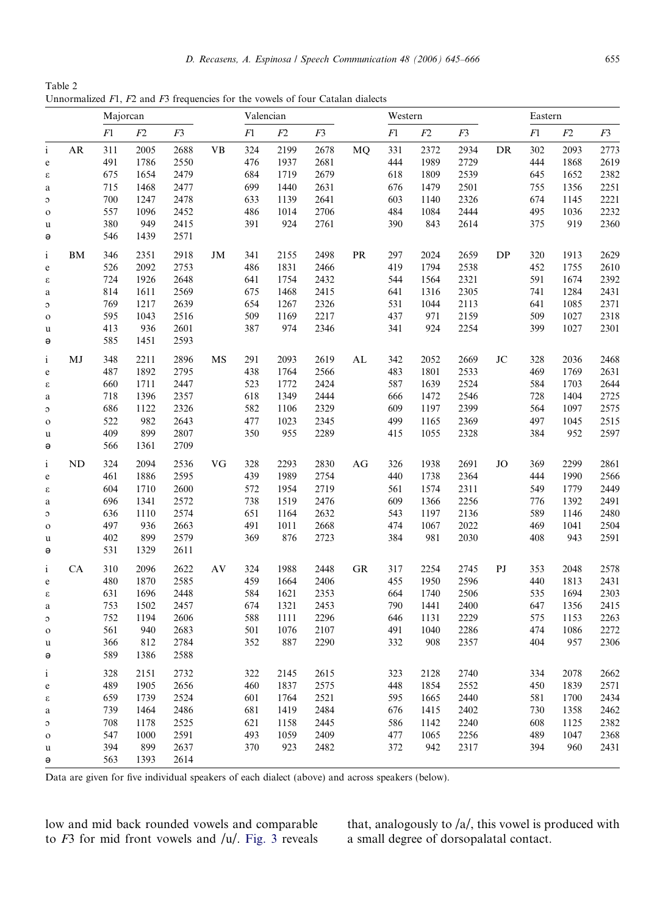Table 2
Unnormalized $F1$, $F2$ and $F3$ frequencies for the vowels of four Catalan dialects

| | Majorcan | | | | Valencian | | | | Western | | | | Eastern | | |
|---|---|---|---|---|---|---|---|---|---|---|---|---|---|---|---|
| | | $F1$ | $F2$ | $F3$ | | $F1$ | $F2$ | $F3$ | | $F1$ | $F2$ | $F3$ | | $F1$ | $F2$ | $F3$ |
| i | AR | 311 | 2005 | 2688 | VB | 324 | 2199 | 2678 | MQ | 331 | 2372 | 2934 | DR | 302 | 2093 | 2773 |
| e | | 491 | 1786 | 2550 | | 476 | 1937 | 2681 | | 444 | 1989 | 2729 | | 444 | 1868 | 2619 |
| ɛ | | 675 | 1654 | 2479 | | 684 | 1719 | 2679 | | 618 | 1809 | 2539 | | 645 | 1652 | 2382 |
| a | | 715 | 1468 | 2477 | | 699 | 1440 | 2631 | | 676 | 1479 | 2501 | | 755 | 1356 | 2251 |
| ɔ | | 700 | 1247 | 2478 | | 633 | 1139 | 2641 | | 603 | 1140 | 2326 | | 674 | 1145 | 2221 |
| o | | 557 | 1096 | 2452 | | 486 | 1014 | 2706 | | 484 | 1084 | 2444 | | 495 | 1036 | 2232 |
| u | | 380 | 949 | 2415 | | 391 | 924 | 2761 | | 390 | 843 | 2614 | | 375 | 919 | 2360 |
| ə | | 546 | 1439 | 2571 | | | | | | | | | | | | |
| i | BM | 346 | 2351 | 2918 | JM | 341 | 2155 | 2498 | PR | 297 | 2024 | 2659 | DP | 320 | 1913 | 2629 |
| e | | 526 | 2092 | 2753 | | 486 | 1831 | 2466 | | 419 | 1794 | 2538 | | 452 | 1755 | 2610 |
| ɛ | | 724 | 1926 | 2648 | | 641 | 1754 | 2432 | | 544 | 1564 | 2321 | | 591 | 1674 | 2392 |
| a | | 814 | 1611 | 2569 | | 675 | 1468 | 2415 | | 641 | 1316 | 2305 | | 741 | 1284 | 2431 |
| ɔ | | 769 | 1217 | 2639 | | 654 | 1267 | 2326 | | 531 | 1044 | 2113 | | 641 | 1085 | 2371 |
| o | | 595 | 1043 | 2516 | | 509 | 1169 | 2217 | | 437 | 971 | 2159 | | 509 | 1027 | 2318 |
| u | | 413 | 936 | 2601 | | 387 | 974 | 2346 | | 341 | 924 | 2254 | | 399 | 1027 | 2301 |
| ə | | 585 | 1451 | 2593 | | | | | | | | | | | | |
| i | MJ | 348 | 2211 | 2896 | MS | 291 | 2093 | 2619 | AL | 342 | 2052 | 2669 | JC | 328 | 2036 | 2468 |
| e | | 487 | 1892 | 2795 | | 438 | 1764 | 2566 | | 483 | 1801 | 2533 | | 469 | 1769 | 2631 |
| ɛ | | 660 | 1711 | 2447 | | 523 | 1772 | 2424 | | 587 | 1639 | 2524 | | 584 | 1703 | 2644 |
| a | | 718 | 1396 | 2357 | | 618 | 1349 | 2444 | | 666 | 1472 | 2546 | | 728 | 1404 | 2725 |
| ɔ | | 686 | 1122 | 2326 | | 582 | 1106 | 2329 | | 609 | 1197 | 2399 | | 564 | 1097 | 2575 |
| o | | 522 | 982 | 2643 | | 477 | 1023 | 2345 | | 499 | 1165 | 2369 | | 497 | 1045 | 2515 |
| u | | 409 | 899 | 2807 | | 350 | 955 | 2289 | | 415 | 1055 | 2328 | | 384 | 952 | 2597 |
| ə | | 566 | 1361 | 2709 | | | | | | | | | | | | |
| i | ND | 324 | 2094 | 2536 | VG | 328 | 2293 | 2830 | AG | 326 | 1938 | 2691 | JO | 369 | 2299 | 2861 |
| e | | 461 | 1886 | 2595 | | 439 | 1989 | 2754 | | 440 | 1738 | 2364 | | 444 | 1990 | 2566 |
| ɛ | | 604 | 1710 | 2600 | | 572 | 1954 | 2719 | | 561 | 1574 | 2311 | | 549 | 1779 | 2449 |
| a | | 696 | 1341 | 2572 | | 738 | 1519 | 2476 | | 609 | 1366 | 2256 | | 776 | 1392 | 2491 |
| ɔ | | 636 | 1110 | 2574 | | 651 | 1164 | 2632 | | 543 | 1197 | 2136 | | 589 | 1146 | 2480 |
| o | | 497 | 936 | 2663 | | 491 | 1011 | 2668 | | 474 | 1067 | 2022 | | 469 | 1041 | 2504 |
| u | | 402 | 899 | 2579 | | 369 | 876 | 2723 | | 384 | 981 | 2030 | | 408 | 943 | 2591 |
| ə | | 531 | 1329 | 2611 | | | | | | | | | | | | |
| i | CA | 310 | 2096 | 2622 | AV | 324 | 1988 | 2448 | GR | 317 | 2254 | 2745 | PJ | 353 | 2048 | 2578 |
| e | | 480 | 1870 | 2585 | | 459 | 1664 | 2406 | | 455 | 1950 | 2596 | | 440 | 1813 | 2431 |
| ɛ | | 631 | 1696 | 2448 | | 584 | 1621 | 2353 | | 664 | 1740 | 2506 | | 535 | 1694 | 2303 |
| a | | 753 | 1502 | 2457 | | 674 | 1321 | 2453 | | 790 | 1441 | 2400 | | 647 | 1356 | 2415 |
| ɔ | | 752 | 1194 | 2606 | | 588 | 1111 | 2296 | | 646 | 1131 | 2229 | | 575 | 1153 | 2263 |
| o | | 561 | 940 | 2683 | | 501 | 1076 | 2107 | | 491 | 1040 | 2286 | | 474 | 1086 | 2272 |
| u | | 366 | 812 | 2784 | | 352 | 887 | 2290 | | 332 | 908 | 2357 | | 404 | 957 | 2306 |
| ə | | 589 | 1386 | 2588 | | | | | | | | | | | | |
| i | | 328 | 2151 | 2732 | | 322 | 2145 | 2615 | | 323 | 2128 | 2740 | | 334 | 2078 | 2662 |
| e | | 489 | 1905 | 2656 | | 460 | 1837 | 2575 | | 448 | 1854 | 2552 | | 450 | 1839 | 2571 |
| ɛ | | 659 | 1739 | 2524 | | 601 | 1764 | 2521 | | 595 | 1665 | 2440 | | 581 | 1700 | 2434 |
| a | | 739 | 1464 | 2486 | | 681 | 1419 | 2484 | | 676 | 1415 | 2402 | | 730 | 1358 | 2462 |
| ɔ | | 708 | 1178 | 2525 | | 621 | 1158 | 2445 | | 586 | 1142 | 2240 | | 608 | 1125 | 2382 |
| o | | 547 | 1000 | 2591 | | 493 | 1059 | 2409 | | 477 | 1065 | 2256 | | 489 | 1047 | 2368 |
| u | | 394 | 899 | 2637 | | 370 | 923 | 2482 | | 372 | 942 | 2317 | | 394 | 960 | 2431 |
| ə | | 563 | 1393 | 2614 | | | | | | | | | | | | |

Data are given for five individual speakers of each dialect (above) and across speakers (below).

low and mid back rounded vowels and comparable to $F3$ for mid front vowels and /u/. Fig. 3 reveals that, analogously to /a/, this vowel is produced with a small degree of dorsopalatal contact.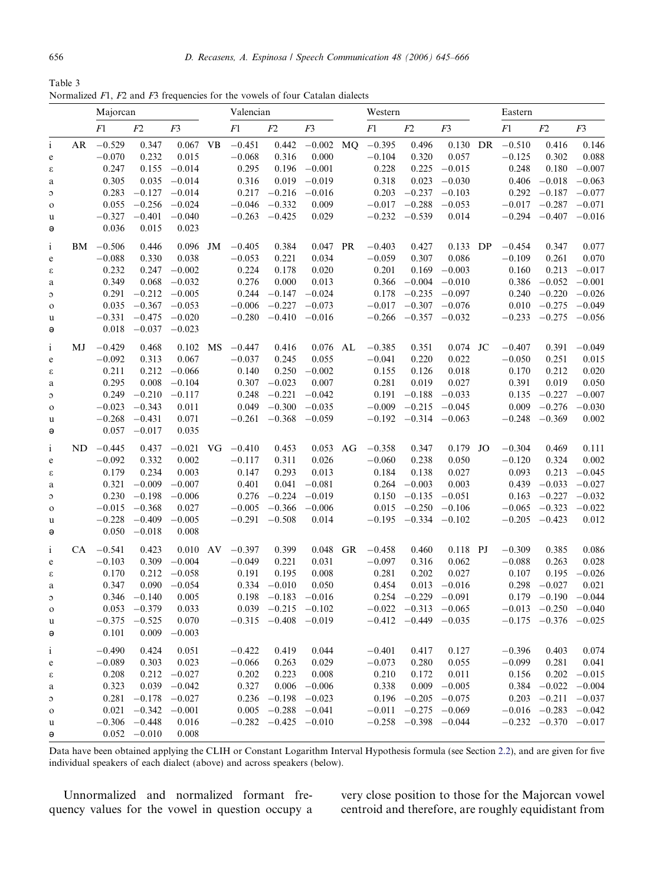Table 3
Normalized *F*1, *F*2 and *F*3 frequencies for the vowels of four Catalan dialects

| | Majorcan | | | | Valencian | | | | Western | | | | Eastern | | |
|---|---|---|---|---|---|---|---|---|---|---|---|---|---|---|---|
| | | *F*1 | *F*2 | *F*3 | | *F*1 | *F*2 | *F*3 | | *F*1 | *F*2 | *F*3 | | *F*1 | *F*2 | *F*3 |
| i | AR | −0.529 | 0.347 | 0.067 | VB | −0.451 | 0.442 | −0.002 | MQ | −0.395 | 0.496 | 0.130 | DR | −0.510 | 0.416 | 0.146 |
| e | | −0.070 | 0.232 | 0.015 | | −0.068 | 0.316 | 0.000 | | −0.104 | 0.320 | 0.057 | | −0.125 | 0.302 | 0.088 |
| ɛ | | 0.247 | 0.155 | −0.014 | | 0.295 | 0.196 | −0.001 | | 0.228 | 0.225 | −0.015 | | 0.248 | 0.180 | −0.007 |
| a | | 0.305 | 0.035 | −0.014 | | 0.316 | 0.019 | −0.019 | | 0.318 | 0.023 | −0.030 | | 0.406 | −0.018 | −0.063 |
| ɔ | | 0.283 | −0.127 | −0.014 | | 0.217 | −0.216 | −0.016 | | 0.203 | −0.237 | −0.103 | | 0.292 | −0.187 | −0.077 |
| o | | 0.055 | −0.256 | −0.024 | | −0.046 | −0.332 | 0.009 | | −0.017 | −0.288 | −0.053 | | −0.017 | −0.287 | −0.071 |
| u | | −0.327 | −0.401 | −0.040 | | −0.263 | −0.425 | 0.029 | | −0.232 | −0.539 | 0.014 | | −0.294 | −0.407 | −0.016 |
| ə | | 0.036 | 0.015 | 0.023 | | | | | | | | | | | | |
| i | BM | −0.506 | 0.446 | 0.096 | JM | −0.405 | 0.384 | 0.047 | PR | −0.403 | 0.427 | 0.133 | DP | −0.454 | 0.347 | 0.077 |
| e | | −0.088 | 0.330 | 0.038 | | −0.053 | 0.221 | 0.034 | | −0.059 | 0.307 | 0.086 | | −0.109 | 0.261 | 0.070 |
| ɛ | | 0.232 | 0.247 | −0.002 | | 0.224 | 0.178 | 0.020 | | 0.201 | 0.169 | −0.003 | | 0.160 | 0.213 | −0.017 |
| a | | 0.349 | 0.068 | −0.032 | | 0.276 | 0.000 | 0.013 | | 0.366 | −0.004 | −0.010 | | 0.386 | −0.052 | −0.001 |
| ɔ | | 0.291 | −0.212 | −0.005 | | 0.244 | −0.147 | −0.024 | | 0.178 | −0.235 | −0.097 | | 0.240 | −0.220 | −0.026 |
| o | | 0.035 | −0.367 | −0.053 | | −0.006 | −0.227 | −0.073 | | −0.017 | −0.307 | −0.076 | | 0.010 | −0.275 | −0.049 |
| u | | −0.331 | −0.475 | −0.020 | | −0.280 | −0.410 | −0.016 | | −0.266 | −0.357 | −0.032 | | −0.233 | −0.275 | −0.056 |
| ə | | 0.018 | −0.037 | −0.023 | | | | | | | | | | | | |
| i | MJ | −0.429 | 0.468 | 0.102 | MS | −0.447 | 0.416 | 0.076 | AL | −0.385 | 0.351 | 0.074 | JC | −0.407 | 0.391 | −0.049 |
| e | | −0.092 | 0.313 | 0.067 | | −0.037 | 0.245 | 0.055 | | −0.041 | 0.220 | 0.022 | | −0.050 | 0.251 | 0.015 |
| ɛ | | 0.211 | 0.212 | −0.066 | | 0.140 | 0.250 | −0.002 | | 0.155 | 0.126 | 0.018 | | 0.170 | 0.212 | 0.020 |
| a | | 0.295 | 0.008 | −0.104 | | 0.307 | −0.023 | 0.007 | | 0.281 | 0.019 | 0.027 | | 0.391 | 0.019 | 0.050 |
| ɔ | | 0.249 | −0.210 | −0.117 | | 0.248 | −0.221 | −0.042 | | 0.191 | −0.188 | −0.033 | | 0.135 | −0.227 | −0.007 |
| o | | −0.023 | −0.343 | 0.011 | | 0.049 | −0.300 | −0.035 | | −0.009 | −0.215 | −0.045 | | 0.009 | −0.276 | −0.030 |
| u | | −0.268 | −0.431 | 0.071 | | −0.261 | −0.368 | −0.059 | | −0.192 | −0.314 | −0.063 | | −0.248 | −0.369 | 0.002 |
| ə | | 0.057 | −0.017 | 0.035 | | | | | | | | | | | | |
| i | ND | −0.445 | 0.437 | −0.021 | VG | −0.410 | 0.453 | 0.053 | AG | −0.358 | 0.347 | 0.179 | JO | −0.304 | 0.469 | 0.111 |
| e | | −0.092 | 0.332 | 0.002 | | −0.117 | 0.311 | 0.026 | | −0.060 | 0.238 | 0.050 | | −0.120 | 0.324 | 0.002 |
| ɛ | | 0.179 | 0.234 | 0.003 | | 0.147 | 0.293 | 0.013 | | 0.184 | 0.138 | 0.027 | | 0.093 | 0.213 | −0.045 |
| a | | 0.321 | −0.009 | −0.007 | | 0.401 | 0.041 | −0.081 | | 0.264 | −0.003 | 0.003 | | 0.439 | −0.033 | −0.027 |
| ɔ | | 0.230 | −0.198 | −0.006 | | 0.276 | −0.224 | −0.019 | | 0.150 | −0.135 | −0.051 | | 0.163 | −0.227 | −0.032 |
| o | | −0.015 | −0.368 | 0.027 | | −0.005 | −0.366 | −0.006 | | 0.015 | −0.250 | −0.106 | | −0.065 | −0.323 | −0.022 |
| u | | −0.228 | −0.409 | −0.005 | | −0.291 | −0.508 | 0.014 | | −0.195 | −0.334 | −0.102 | | −0.205 | −0.423 | 0.012 |
| ə | | 0.050 | −0.018 | 0.008 | | | | | | | | | | | | |
| i | CA | −0.541 | 0.423 | 0.010 | AV | −0.397 | 0.399 | 0.048 | GR | −0.458 | 0.460 | 0.118 | PJ | −0.309 | 0.385 | 0.086 |
| e | | −0.103 | 0.309 | −0.004 | | −0.049 | 0.221 | 0.031 | | −0.097 | 0.316 | 0.062 | | −0.088 | 0.263 | 0.028 |
| ɛ | | 0.170 | 0.212 | −0.058 | | 0.191 | 0.195 | 0.008 | | 0.281 | 0.202 | 0.027 | | 0.107 | 0.195 | −0.026 |
| a | | 0.347 | 0.090 | −0.054 | | 0.334 | −0.010 | 0.050 | | 0.454 | 0.013 | −0.016 | | 0.298 | −0.027 | 0.021 |
| ɔ | | 0.346 | −0.140 | 0.005 | | 0.198 | −0.183 | −0.016 | | 0.254 | −0.229 | −0.091 | | 0.179 | −0.190 | −0.044 |
| o | | 0.053 | −0.379 | 0.033 | | 0.039 | −0.215 | −0.102 | | −0.022 | −0.313 | −0.065 | | −0.013 | −0.250 | −0.040 |
| u | | −0.375 | −0.525 | 0.070 | | −0.315 | −0.408 | −0.019 | | −0.412 | −0.449 | −0.035 | | −0.175 | −0.376 | −0.025 |
| ə | | 0.101 | 0.009 | −0.003 | | | | | | | | | | | | |
| i | | −0.490 | 0.424 | 0.051 | | −0.422 | 0.419 | 0.044 | | −0.401 | 0.417 | 0.127 | | −0.396 | 0.403 | 0.074 |
| e | | −0.089 | 0.303 | 0.023 | | −0.066 | 0.263 | 0.029 | | −0.073 | 0.280 | 0.055 | | −0.099 | 0.281 | 0.041 |
| ɛ | | 0.208 | 0.212 | −0.027 | | 0.202 | 0.223 | 0.008 | | 0.210 | 0.172 | 0.011 | | 0.156 | 0.202 | −0.015 |
| a | | 0.323 | 0.039 | −0.042 | | 0.327 | 0.006 | −0.006 | | 0.338 | 0.009 | −0.005 | | 0.384 | −0.022 | −0.004 |
| ɔ | | 0.281 | −0.178 | −0.027 | | 0.236 | −0.198 | −0.023 | | 0.196 | −0.205 | −0.075 | | 0.203 | −0.211 | −0.037 |
| o | | 0.021 | −0.342 | −0.001 | | 0.005 | −0.288 | −0.041 | | −0.011 | −0.275 | −0.069 | | −0.016 | −0.283 | −0.042 |
| u | | −0.306 | −0.448 | 0.016 | | −0.282 | −0.425 | −0.010 | | −0.258 | −0.398 | −0.044 | | −0.232 | −0.370 | −0.017 |
| ə | | 0.052 | −0.010 | 0.008 | | | | | | | | | | | | |

Data have been obtained applying the CLIH or Constant Logarithm Interval Hypothesis formula (see Section 2.2), and are given for five individual speakers of each dialect (above) and across speakers (below).

Unnormalized and normalized formant frequency values for the vowel in question occupy a very close position to those for the Majorcan vowel centroid and therefore, are roughly equidistant from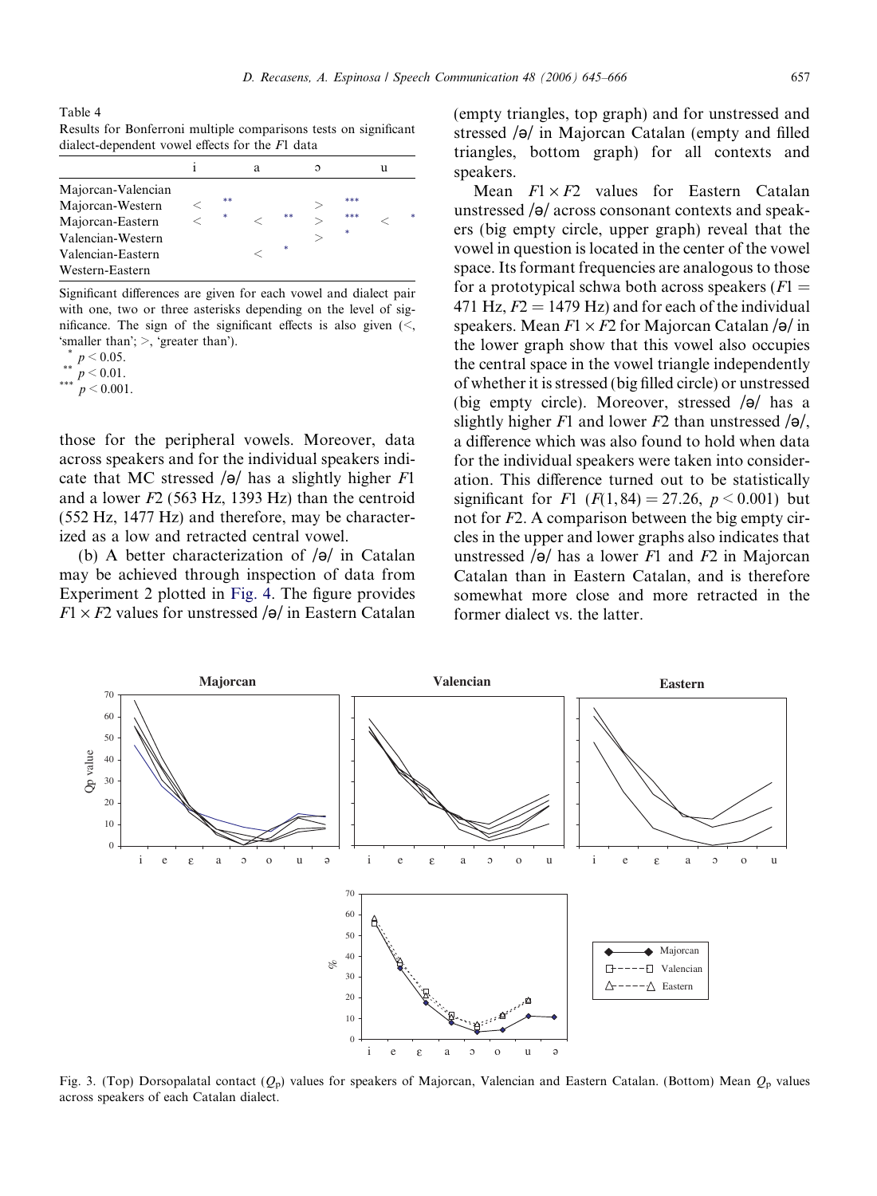Table 4
Results for Bonferroni multiple comparisons tests on significant dialect-dependent vowel effects for the $F1$ data

| | i | a | ɔ | u |
|---|---|---|---|---|
| Majorcan-Valencian | | | | |
| Majorcan-Western | < ** | | > *** | |
| Majorcan-Eastern | < * | < ** | > *** | < * |
| Valencian-Western | | | > * | |
| Valencian-Eastern | | < * | | |
| Western-Eastern | | | | |

Significant differences are given for each vowel and dialect pair with one, two or three asterisks depending on the level of significance. The sign of the significant effects is also given (<, 'smaller than'; >, 'greater than').

\* $p < 0.05$.
\*\* $p < 0.01$.
\*\*\* $p < 0.001$.

those for the peripheral vowels. Moreover, data across speakers and for the individual speakers indicate that MC stressed /ə/ has a slightly higher $F1$ and a lower $F2$ (563 Hz, 1393 Hz) than the centroid (552 Hz, 1477 Hz) and therefore, may be characterized as a low and retracted central vowel.

(b) A better characterization of /ə/ in Catalan may be achieved through inspection of data from Experiment 2 plotted in Fig. 4. The figure provides $F1 \times F2$ values for unstressed /ə/ in Eastern Catalan (empty triangles, top graph) and for unstressed and stressed /ə/ in Majorcan Catalan (empty and filled triangles, bottom graph) for all contexts and speakers.

Mean $F1 \times F2$ values for Eastern Catalan unstressed /ə/ across consonant contexts and speakers (big empty circle, upper graph) reveal that the vowel in question is located in the center of the vowel space. Its formant frequencies are analogous to those for a prototypical schwa both across speakers ($F1 = 471$ Hz, $F2 = 1479$ Hz) and for each of the individual speakers. Mean $F1 \times F2$ for Majorcan Catalan /ə/ in the lower graph show that this vowel also occupies the central space in the vowel triangle independently of whether it is stressed (big filled circle) or unstressed (big empty circle). Moreover, stressed /ə/ has a slightly higher $F1$ and lower $F2$ than unstressed /ə/, a difference which was also found to hold when data for the individual speakers were taken into consideration. This difference turned out to be statistically significant for $F1$ ($F(1, 84) = 27.26$, $p < 0.001$) but not for $F2$. A comparison between the big empty circles in the upper and lower graphs also indicates that unstressed /ə/ has a lower $F1$ and $F2$ in Majorcan Catalan than in Eastern Catalan, and is therefore somewhat more close and more retracted in the former dialect vs. the latter.

Fig. 3. (Top) Dorsopalatal contact ($Q_p$) values for speakers of Majorcan, Valencian and Eastern Catalan. (Bottom) Mean $Q_p$ values across speakers of each Catalan dialect.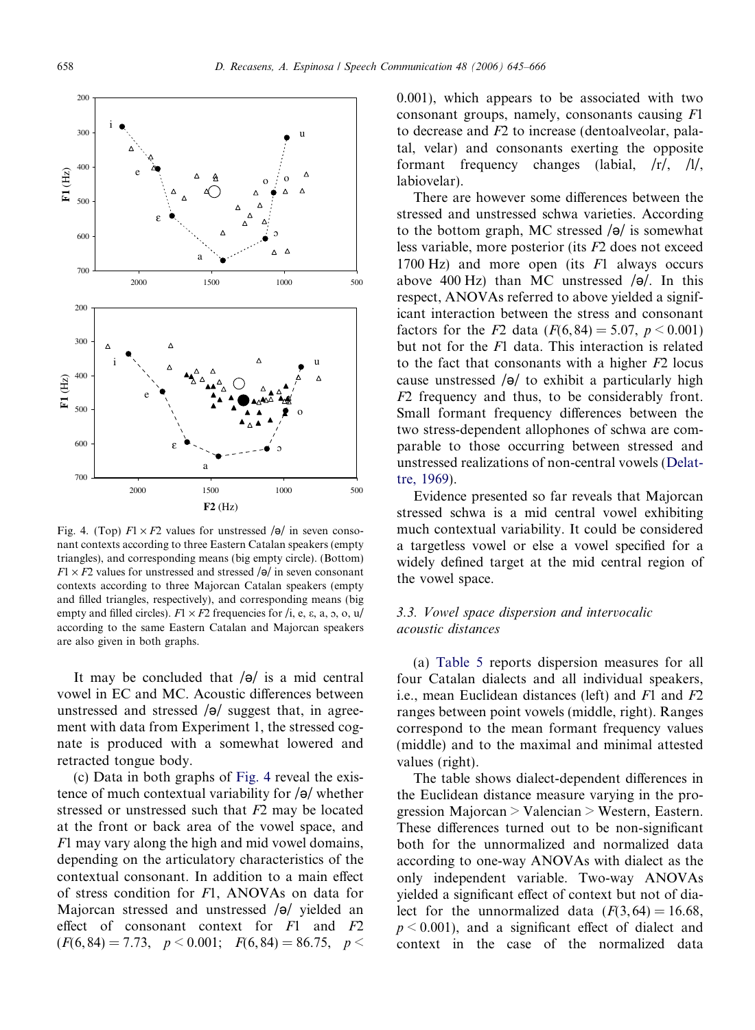Fig. 4. (Top) $F1 \times F2$ values for unstressed /ə/ in seven consonant contexts according to three Eastern Catalan speakers (empty triangles), and corresponding means (big empty circle). (Bottom) $F1 \times F2$ values for unstressed and stressed /ə/ in seven consonant contexts according to three Majorcan Catalan speakers (empty and filled triangles, respectively), and corresponding means (big empty and filled circles). $F1 \times F2$ frequencies for /i, e, ɛ, a, ɔ, o, u/ according to the same Eastern Catalan and Majorcan speakers are also given in both graphs.

It may be concluded that /ə/ is a mid central vowel in EC and MC. Acoustic differences between unstressed and stressed /ə/ suggest that, in agreement with data from Experiment 1, the stressed cognate is produced with a somewhat lowered and retracted tongue body.

(c) Data in both graphs of Fig. 4 reveal the existence of much contextual variability for /ə/ whether stressed or unstressed such that $F2$ may be located at the front or back area of the vowel space, and $F1$ may vary along the high and mid vowel domains, depending on the articulatory characteristics of the contextual consonant. In addition to a main effect of stress condition for $F1$, ANOVAs on data for Majorcan stressed and unstressed /ə/ yielded an effect of consonant context for $F1$ and $F2$ ($F(6, 84) = 7.73$, $p < 0.001$; $F(6, 84) = 86.75$, $p < 0.001$), which appears to be associated with two consonant groups, namely, consonants causing $F1$ to decrease and $F2$ to increase (dentoalveolar, palatal, velar) and consonants exerting the opposite formant frequency changes (labial, /r/, /l/, labiovelar).

There are however some differences between the stressed and unstressed schwa varieties. According to the bottom graph, MC stressed /ə/ is somewhat less variable, more posterior (its $F2$ does not exceed 1700 Hz) and more open (its $F1$ always occurs above 400 Hz) than MC unstressed /ə/. In this respect, ANOVAs referred to above yielded a significant interaction between the stress and consonant factors for the $F2$ data ($F(6, 84) = 5.07$, $p < 0.001$) but not for the $F1$ data. This interaction is related to the fact that consonants with a higher $F2$ locus cause unstressed /ə/ to exhibit a particularly high $F2$ frequency and thus, to be considerably front. Small formant frequency differences between the two stress-dependent allophones of schwa are comparable to those occurring between stressed and unstressed realizations of non-central vowels (Delattre, 1969).

Evidence presented so far reveals that Majorcan stressed schwa is a mid central vowel exhibiting much contextual variability. It could be considered a targetless vowel or else a vowel specified for a widely defined target at the mid central region of the vowel space.

### 3.3. Vowel space dispersion and intervocalic acoustic distances

(a) Table 5 reports dispersion measures for all four Catalan dialects and all individual speakers, i.e., mean Euclidean distances (left) and $F1$ and $F2$ ranges between point vowels (middle, right). Ranges correspond to the mean formant frequency values (middle) and to the maximal and minimal attested values (right).

The table shows dialect-dependent differences in the Euclidean distance measure varying in the progression Majorcan > Valencian > Western, Eastern. These differences turned out to be non-significant both for the unnormalized and normalized data according to one-way ANOVAs with dialect as the only independent variable. Two-way ANOVAs yielded a significant effect of context but not of dialect for the unnormalized data ($F(3, 64) = 16.68$, $p < 0.001$), and a significant effect of dialect and context in the case of the normalized data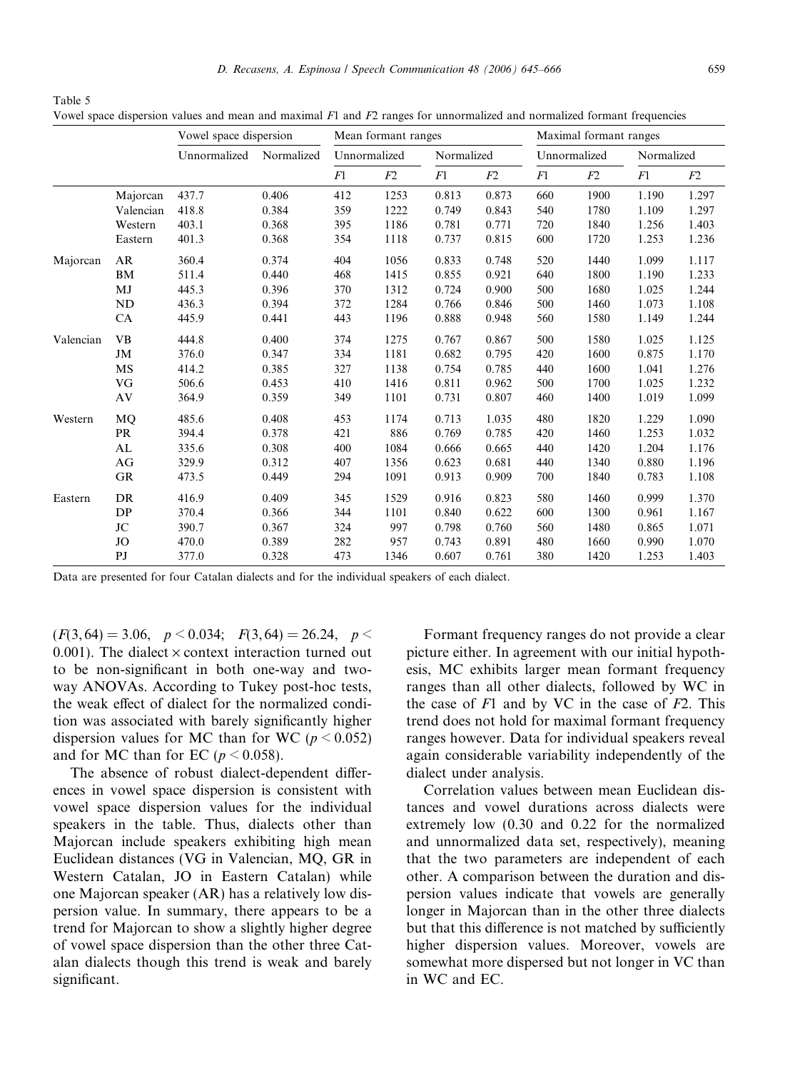Table 5
Vowel space dispersion values and mean and maximal $F1$ and $F2$ ranges for unnormalized and normalized formant frequencies

| | | Vowel space dispersion | | Mean formant ranges | | | | Maximal formant ranges | | | |
|---|---|---|---|---|---|---|---|---|---|---|---|
| | | Unnormalized | Normalized | Unnormalized | | Normalized | | Unnormalized | | Normalized | |
| | | | | $F1$ | $F2$ | $F1$ | $F2$ | $F1$ | $F2$ | $F1$ | $F2$ |
| | Majorcan | 437.7 | 0.406 | 412 | 1253 | 0.813 | 0.873 | 660 | 1900 | 1.190 | 1.297 |
| | Valencian | 418.8 | 0.384 | 359 | 1222 | 0.749 | 0.843 | 540 | 1780 | 1.109 | 1.297 |
| | Western | 403.1 | 0.368 | 395 | 1186 | 0.781 | 0.771 | 720 | 1840 | 1.256 | 1.403 |
| | Eastern | 401.3 | 0.368 | 354 | 1118 | 0.737 | 0.815 | 600 | 1720 | 1.253 | 1.236 |
| Majorcan | AR | 360.4 | 0.374 | 404 | 1056 | 0.833 | 0.748 | 520 | 1440 | 1.099 | 1.117 |
| | BM | 511.4 | 0.440 | 468 | 1415 | 0.855 | 0.921 | 640 | 1800 | 1.190 | 1.233 |
| | MJ | 445.3 | 0.396 | 370 | 1312 | 0.724 | 0.900 | 500 | 1680 | 1.025 | 1.244 |
| | ND | 436.3 | 0.394 | 372 | 1284 | 0.766 | 0.846 | 500 | 1460 | 1.073 | 1.108 |
| | CA | 445.9 | 0.441 | 443 | 1196 | 0.888 | 0.948 | 560 | 1580 | 1.149 | 1.244 |
| Valencian | VB | 444.8 | 0.400 | 374 | 1275 | 0.767 | 0.867 | 500 | 1580 | 1.025 | 1.125 |
| | JM | 376.0 | 0.347 | 334 | 1181 | 0.682 | 0.795 | 420 | 1600 | 0.875 | 1.170 |
| | MS | 414.2 | 0.385 | 327 | 1138 | 0.754 | 0.785 | 440 | 1600 | 1.041 | 1.276 |
| | VG | 506.6 | 0.453 | 410 | 1416 | 0.811 | 0.962 | 500 | 1700 | 1.025 | 1.232 |
| | AV | 364.9 | 0.359 | 349 | 1101 | 0.731 | 0.807 | 460 | 1400 | 1.019 | 1.099 |
| Western | MQ | 485.6 | 0.408 | 453 | 1174 | 0.713 | 1.035 | 480 | 1820 | 1.229 | 1.090 |
| | PR | 394.4 | 0.378 | 421 | 886 | 0.769 | 0.785 | 420 | 1460 | 1.253 | 1.032 |
| | AL | 335.6 | 0.308 | 400 | 1084 | 0.666 | 0.665 | 440 | 1420 | 1.204 | 1.176 |
| | AG | 329.9 | 0.312 | 407 | 1356 | 0.623 | 0.681 | 440 | 1340 | 0.880 | 1.196 |
| | GR | 473.5 | 0.449 | 294 | 1091 | 0.913 | 0.909 | 700 | 1840 | 0.783 | 1.108 |
| Eastern | DR | 416.9 | 0.409 | 345 | 1529 | 0.916 | 0.823 | 580 | 1460 | 0.999 | 1.370 |
| | DP | 370.4 | 0.366 | 344 | 1101 | 0.840 | 0.622 | 600 | 1300 | 0.961 | 1.167 |
| | JC | 390.7 | 0.367 | 324 | 997 | 0.798 | 0.760 | 560 | 1480 | 0.865 | 1.071 |
| | JO | 470.0 | 0.389 | 282 | 957 | 0.743 | 0.891 | 480 | 1660 | 0.990 | 1.070 |
| | PJ | 377.0 | 0.328 | 473 | 1346 | 0.607 | 0.761 | 380 | 1420 | 1.253 | 1.403 |

Data are presented for four Catalan dialects and for the individual speakers of each dialect.

($F(3,64) = 3.06$, $p < 0.034$; $F(3,64) = 26.24$, $p < 0.001$). The dialect × context interaction turned out to be non-significant in both one-way and two-way ANOVAs. According to Tukey post-hoc tests, the weak effect of dialect for the normalized condition was associated with barely significantly higher dispersion values for MC than for WC ($p < 0.052$) and for MC than for EC ($p < 0.058$).

The absence of robust dialect-dependent differences in vowel space dispersion is consistent with vowel space dispersion values for the individual speakers in the table. Thus, dialects other than Majorcan include speakers exhibiting high mean Euclidean distances (VG in Valencian, MQ, GR in Western Catalan, JO in Eastern Catalan) while one Majorcan speaker (AR) has a relatively low dispersion value. In summary, there appears to be a trend for Majorcan to show a slightly higher degree of vowel space dispersion than the other three Catalan dialects though this trend is weak and barely significant.

Formant frequency ranges do not provide a clear picture either. In agreement with our initial hypothesis, MC exhibits larger mean formant frequency ranges than all other dialects, followed by WC in the case of $F1$ and by VC in the case of $F2$. This trend does not hold for maximal formant frequency ranges however. Data for individual speakers reveal again considerable variability independently of the dialect under analysis.

Correlation values between mean Euclidean distances and vowel durations across dialects were extremely low (0.30 and 0.22 for the normalized and unnormalized data set, respectively), meaning that the two parameters are independent of each other. A comparison between the duration and dispersion values indicate that vowels are generally longer in Majorcan than in the other three dialects but that this difference is not matched by sufficiently higher dispersion values. Moreover, vowels are somewhat more dispersed but not longer in VC than in WC and EC.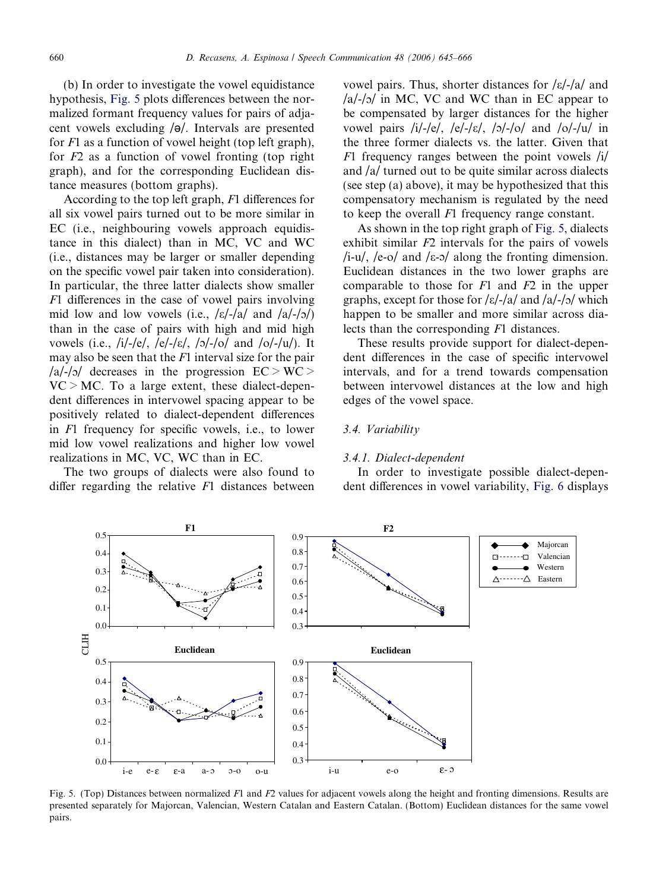(b) In order to investigate the vowel equidistance hypothesis, Fig. 5 plots differences between the normalized formant frequency values for pairs of adjacent vowels excluding /ə/. Intervals are presented for $F1$ as a function of vowel height (top left graph), for $F2$ as a function of vowel fronting (top right graph), and for the corresponding Euclidean distance measures (bottom graphs).

According to the top left graph, $F1$ differences for all six vowel pairs turned out to be more similar in EC (i.e., neighbouring vowels approach equidistance in this dialect) than in MC, VC and WC (i.e., distances may be larger or smaller depending on the specific vowel pair taken into consideration). In particular, the three latter dialects show smaller $F1$ differences in the case of vowel pairs involving mid low and low vowels (i.e., /ɛ/-/a/ and /a/-/ɔ/) than in the case of pairs with high and mid high vowels (i.e., /i/-/e/, /e/-/ɛ/, /ɔ/-/o/ and /o/-/u/). It may also be seen that the $F1$ interval size for the pair /a/-/ɔ/ decreases in the progression EC > WC > VC > MC. To a large extent, these dialect-dependent differences in intervowel spacing appear to be positively related to dialect-dependent differences in $F1$ frequency for specific vowels, i.e., to lower mid low vowel realizations and higher low vowel realizations in MC, VC, WC than in EC.

The two groups of dialects were also found to differ regarding the relative $F1$ distances between vowel pairs. Thus, shorter distances for /ɛ/-/a/ and /a/-/ɔ/ in MC, VC and WC than in EC appear to be compensated by larger distances for the higher vowel pairs /i/-/e/, /e/-/ɛ/, /ɔ/-/o/ and /o/-/u/ in the three former dialects vs. the latter. Given that $F1$ frequency ranges between the point vowels /i/ and /a/ turned out to be quite similar across dialects (see step (a) above), it may be hypothesized that this compensatory mechanism is regulated by the need to keep the overall $F1$ frequency range constant.

As shown in the top right graph of Fig. 5, dialects exhibit similar $F2$ intervals for the pairs of vowels /i-u/, /e-o/ and /ɛ-ɔ/ along the fronting dimension. Euclidean distances in the two lower graphs are comparable to those for $F1$ and $F2$ in the upper graphs, except for those for /ɛ/-/a/ and /a/-/ɔ/ which happen to be smaller and more similar across dialects than the corresponding $F1$ distances.

These results provide support for dialect-dependent differences in the case of specific intervowel intervals, and for a trend towards compensation between intervowel distances at the low and high edges of the vowel space.

### 3.4. Variability

#### 3.4.1. Dialect-dependent

In order to investigate possible dialect-dependent differences in vowel variability, Fig. 6 displays

Fig. 5. (Top) Distances between normalized $F1$ and $F2$ values for adjacent vowels along the height and fronting dimensions. Results are presented separately for Majorcan, Valencian, Western Catalan and Eastern Catalan. (Bottom) Euclidean distances for the same vowel pairs.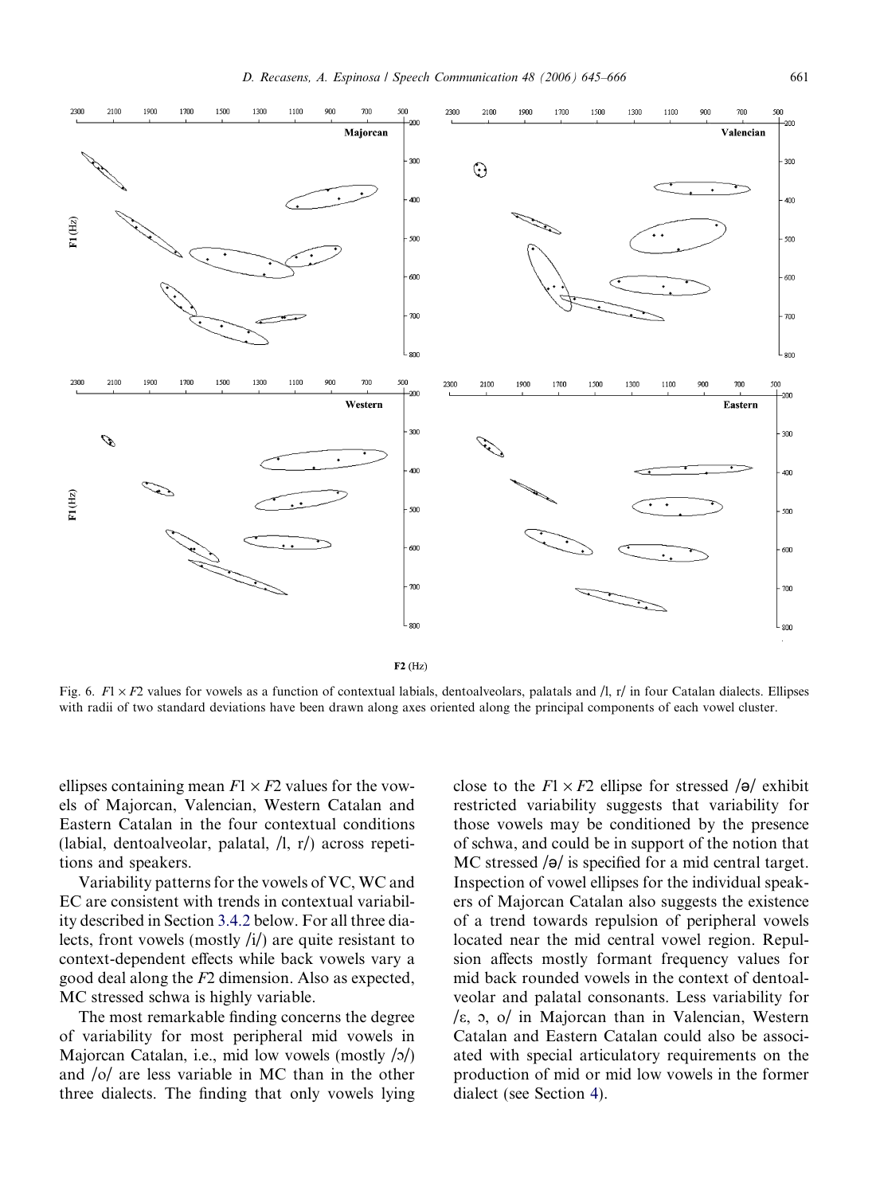Fig. 6. $F1 \times F2$ values for vowels as a function of contextual labials, dentoalveolars, palatals and /l, r/ in four Catalan dialects. Ellipses with radii of two standard deviations have been drawn along axes oriented along the principal components of each vowel cluster.

ellipses containing mean $F1 \times F2$ values for the vowels of Majorcan, Valencian, Western Catalan and Eastern Catalan in the four contextual conditions (labial, dentoalveolar, palatal, /l, r/) across repetitions and speakers.

Variability patterns for the vowels of VC, WC and EC are consistent with trends in contextual variability described in Section 3.4.2 below. For all three dialects, front vowels (mostly /i/) are quite resistant to context-dependent effects while back vowels vary a good deal along the $F2$ dimension. Also as expected, MC stressed schwa is highly variable.

The most remarkable finding concerns the degree of variability for most peripheral mid vowels in Majorcan Catalan, i.e., mid low vowels (mostly /ɔ/) and /o/ are less variable in MC than in the other three dialects. The finding that only vowels lying close to the $F1 \times F2$ ellipse for stressed /ə/ exhibit restricted variability suggests that variability for those vowels may be conditioned by the presence of schwa, and could be in support of the notion that MC stressed /ə/ is specified for a mid central target. Inspection of vowel ellipses for the individual speakers of Majorcan Catalan also suggests the existence of a trend towards repulsion of peripheral vowels located near the mid central vowel region. Repulsion affects mostly formant frequency values for mid back rounded vowels in the context of dentoalveolar and palatal consonants. Less variability for /ɛ, ɔ, o/ in Majorcan than in Valencian, Western Catalan and Eastern Catalan could also be associated with special articulatory requirements on the production of mid or mid low vowels in the former dialect (see Section 4).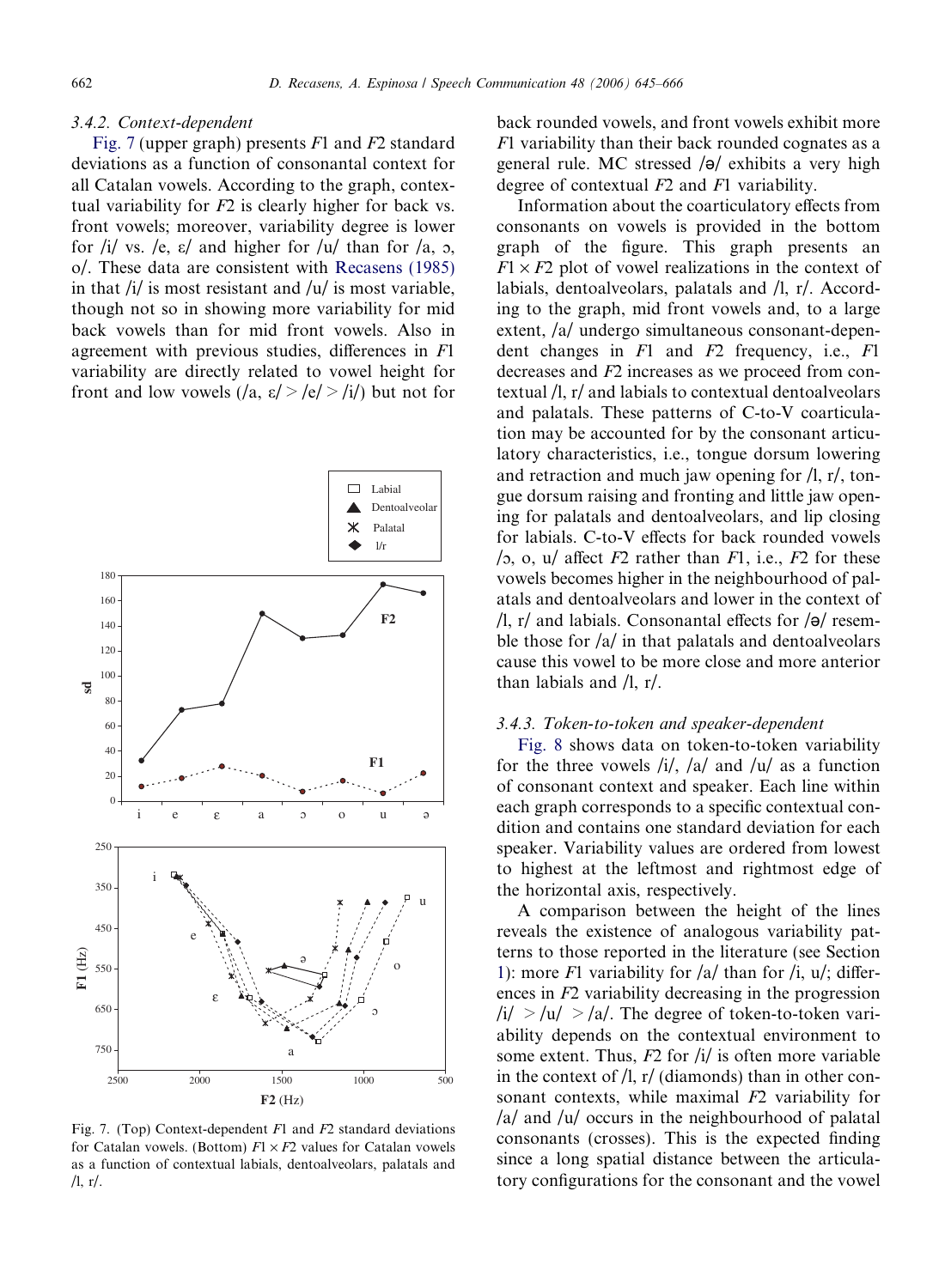### 3.4.2. Context-dependent

Fig. 7 (upper graph) presents $F1$ and $F2$ standard deviations as a function of consonantal context for all Catalan vowels. According to the graph, contextual variability for $F2$ is clearly higher for back vs. front vowels; moreover, variability degree is lower for /i/ vs. /e, ɛ/ and higher for /u/ than for /a, ɔ, o/. These data are consistent with Recasens (1985) in that /i/ is most resistant and /u/ is most variable, though not so in showing more variability for mid back vowels than for mid front vowels. Also in agreement with previous studies, differences in $F1$ variability are directly related to vowel height for front and low vowels (/a, ɛ/ > /e/ > /i/) but not for back rounded vowels, and front vowels exhibit more $F1$ variability than their back rounded cognates as a general rule. MC stressed /ə/ exhibits a very high degree of contextual $F2$ and $F1$ variability.

Information about the coarticulatory effects from consonants on vowels is provided in the bottom graph of the figure. This graph presents an $F1 \times F2$ plot of vowel realizations in the context of labials, dentoalveolars, palatals and /l, r/. According to the graph, mid front vowels and, to a large extent, /a/ undergo simultaneous consonant-dependent changes in $F1$ and $F2$ frequency, i.e., $F1$ decreases and $F2$ increases as we proceed from contextual /l, r/ and labials to contextual dentoalveolars and palatals. These patterns of C-to-V coarticulation may be accounted for by the consonant articulatory characteristics, i.e., tongue dorsum lowering and retraction and much jaw opening for /l, r/, tongue dorsum raising and fronting and little jaw opening for palatals and dentoalveolars, and lip closing for labials. C-to-V effects for back rounded vowels /ɔ, o, u/ affect $F2$ rather than $F1$, i.e., $F2$ for these vowels becomes higher in the neighbourhood of palatals and dentoalveolars and lower in the context of /l, r/ and labials. Consonantal effects for /ə/ resemble those for /a/ in that palatals and dentoalveolars cause this vowel to be more close and more anterior than labials and /l, r/.

Fig. 7. (Top) Context-dependent $F1$ and $F2$ standard deviations for Catalan vowels. (Bottom) $F1 \times F2$ values for Catalan vowels as a function of contextual labials, dentoalveolars, palatals and /l, r/.

### 3.4.3. Token-to-token and speaker-dependent

Fig. 8 shows data on token-to-token variability for the three vowels /i/, /a/ and /u/ as a function of consonant context and speaker. Each line within each graph corresponds to a specific contextual condition and contains one standard deviation for each speaker. Variability values are ordered from lowest to highest at the leftmost and rightmost edge of the horizontal axis, respectively.

A comparison between the height of the lines reveals the existence of analogous variability patterns to those reported in the literature (see Section 1): more $F1$ variability for /a/ than for /i, u/; differences in $F2$ variability decreasing in the progression /i/ > /u/ > /a/. The degree of token-to-token variability depends on the contextual environment to some extent. Thus, $F2$ for /i/ is often more variable in the context of /l, r/ (diamonds) than in other consonant contexts, while maximal $F2$ variability for /a/ and /u/ occurs in the neighbourhood of palatal consonants (crosses). This is the expected finding since a long spatial distance between the articulatory configurations for the consonant and the vowel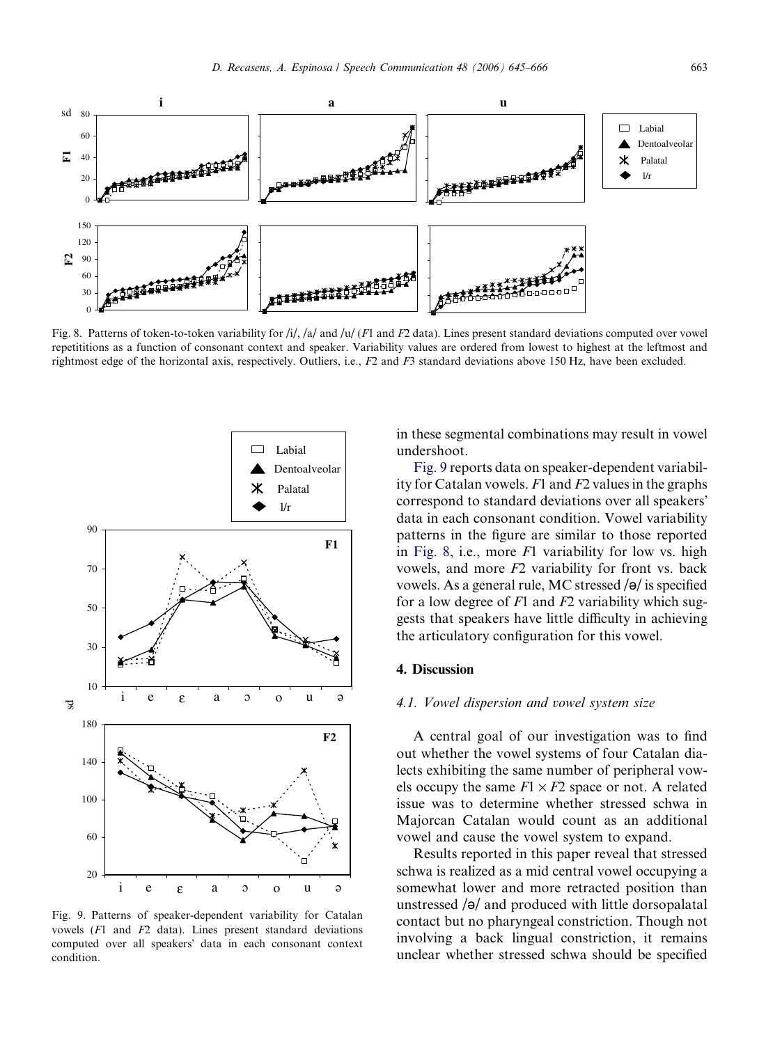Fig. 8. Patterns of token-to-token variability for /i/, /a/ and /u/ ($F1$ and $F2$ data). Lines present standard deviations computed over vowel repetititions as a function of consonant context and speaker. Variability values are ordered from lowest to highest at the leftmost and rightmost edge of the horizontal axis, respectively. Outliers, i.e., $F2$ and $F3$ standard deviations above 150 Hz, have been excluded.

Fig. 9. Patterns of speaker-dependent variability for Catalan vowels ($F1$ and $F2$ data). Lines present standard deviations computed over all speakers' data in each consonant context condition.

in these segmental combinations may result in vowel undershoot.

Fig. 9 reports data on speaker-dependent variability for Catalan vowels. $F1$ and $F2$ values in the graphs correspond to standard deviations over all speakers' data in each consonant condition. Vowel variability patterns in the figure are similar to those reported in Fig. 8, i.e., more $F1$ variability for low vs. high vowels, and more $F2$ variability for front vs. back vowels. As a general rule, MC stressed /ə/ is specified for a low degree of $F1$ and $F2$ variability which suggests that speakers have little difficulty in achieving the articulatory configuration for this vowel.

## 4. Discussion

### *4.1. Vowel dispersion and vowel system size*

A central goal of our investigation was to find out whether the vowel systems of four Catalan dialects exhibiting the same number of peripheral vowels occupy the same $F1 \times F2$ space or not. A related issue was to determine whether stressed schwa in Majorcan Catalan would count as an additional vowel and cause the vowel system to expand.

Results reported in this paper reveal that stressed schwa is realized as a mid central vowel occupying a somewhat lower and more retracted position than unstressed /ə/ and produced with little dorsopalatal contact but no pharyngeal constriction. Though not involving a back lingual constriction, it remains unclear whether stressed schwa should be specified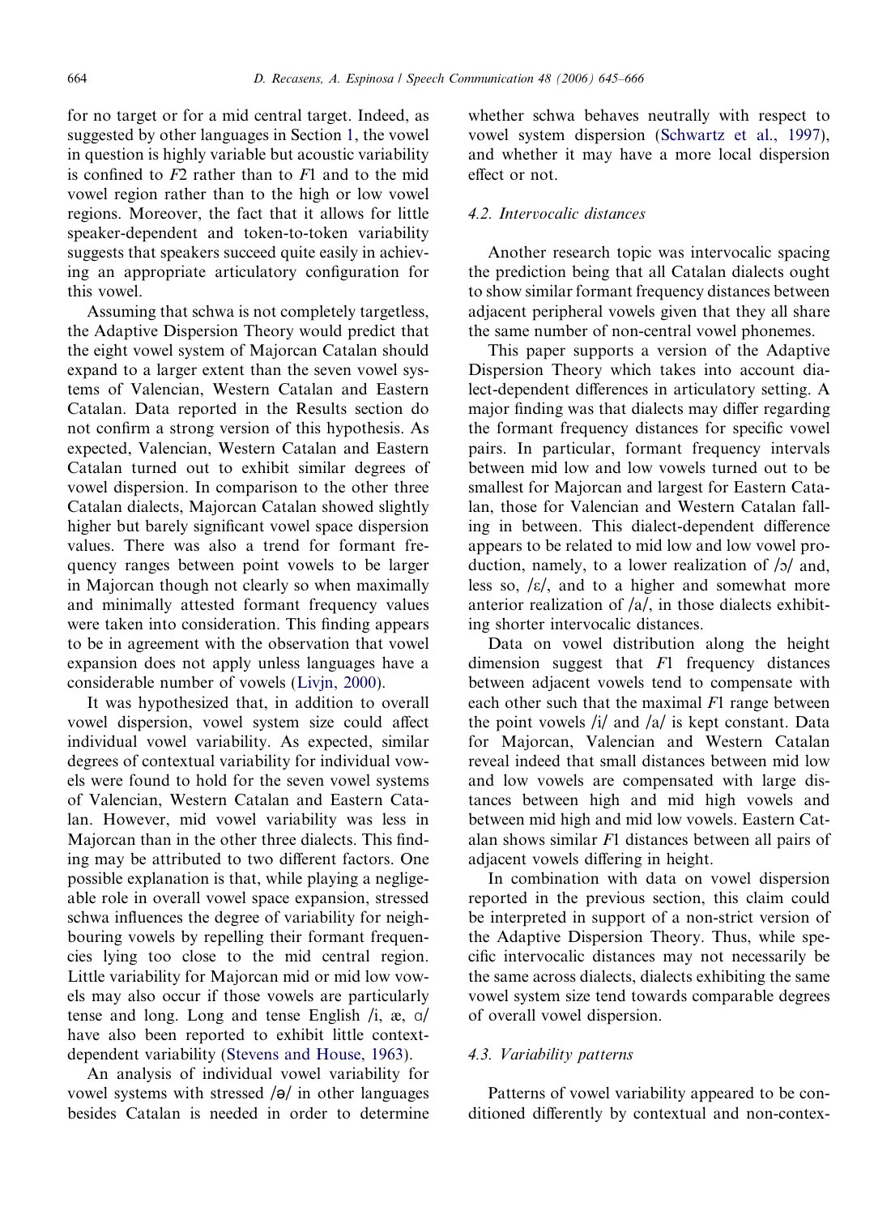for no target or for a mid central target. Indeed, as suggested by other languages in Section 1, the vowel in question is highly variable but acoustic variability is confined to $F2$ rather than to $F1$ and to the mid vowel region rather than to the high or low vowel regions. Moreover, the fact that it allows for little speaker-dependent and token-to-token variability suggests that speakers succeed quite easily in achieving an appropriate articulatory configuration for this vowel.

Assuming that schwa is not completely targetless, the Adaptive Dispersion Theory would predict that the eight vowel system of Majorcan Catalan should expand to a larger extent than the seven vowel systems of Valencian, Western Catalan and Eastern Catalan. Data reported in the Results section do not confirm a strong version of this hypothesis. As expected, Valencian, Western Catalan and Eastern Catalan turned out to exhibit similar degrees of vowel dispersion. In comparison to the other three Catalan dialects, Majorcan Catalan showed slightly higher but barely significant vowel space dispersion values. There was also a trend for formant frequency ranges between point vowels to be larger in Majorcan though not clearly so when maximally and minimally attested formant frequency values were taken into consideration. This finding appears to be in agreement with the observation that vowel expansion does not apply unless languages have a considerable number of vowels (Livjn, 2000).

It was hypothesized that, in addition to overall vowel dispersion, vowel system size could affect individual vowel variability. As expected, similar degrees of contextual variability for individual vowels were found to hold for the seven vowel systems of Valencian, Western Catalan and Eastern Catalan. However, mid vowel variability was less in Majorcan than in the other three dialects. This finding may be attributed to two different factors. One possible explanation is that, while playing a negligeable role in overall vowel space expansion, stressed schwa influences the degree of variability for neighbouring vowels by repelling their formant frequencies lying too close to the mid central region. Little variability for Majorcan mid or mid low vowels may also occur if those vowels are particularly tense and long. Long and tense English /i, æ, ɑ/ have also been reported to exhibit little context-dependent variability (Stevens and House, 1963).

An analysis of individual vowel variability for vowel systems with stressed /ə/ in other languages besides Catalan is needed in order to determine whether schwa behaves neutrally with respect to vowel system dispersion (Schwartz et al., 1997), and whether it may have a more local dispersion effect or not.

### 4.2. Intervocalic distances

Another research topic was intervocalic spacing the prediction being that all Catalan dialects ought to show similar formant frequency distances between adjacent peripheral vowels given that they all share the same number of non-central vowel phonemes.

This paper supports a version of the Adaptive Dispersion Theory which takes into account dialect-dependent differences in articulatory setting. A major finding was that dialects may differ regarding the formant frequency distances for specific vowel pairs. In particular, formant frequency intervals between mid low and low vowels turned out to be smallest for Majorcan and largest for Eastern Catalan, those for Valencian and Western Catalan falling in between. This dialect-dependent difference appears to be related to mid low and low vowel production, namely, to a lower realization of /ɔ/ and, less so, /ɛ/, and to a higher and somewhat more anterior realization of /a/, in those dialects exhibiting shorter intervocalic distances.

Data on vowel distribution along the height dimension suggest that $F1$ frequency distances between adjacent vowels tend to compensate with each other such that the maximal $F1$ range between the point vowels /i/ and /a/ is kept constant. Data for Majorcan, Valencian and Western Catalan reveal indeed that small distances between mid low and low vowels are compensated with large distances between high and mid high vowels and between mid high and mid low vowels. Eastern Catalan shows similar $F1$ distances between all pairs of adjacent vowels differing in height.

In combination with data on vowel dispersion reported in the previous section, this claim could be interpreted in support of a non-strict version of the Adaptive Dispersion Theory. Thus, while specific intervocalic distances may not necessarily be the same across dialects, dialects exhibiting the same vowel system size tend towards comparable degrees of overall vowel dispersion.

### 4.3. Variability patterns

Patterns of vowel variability appeared to be conditioned differently by contextual and non-contex-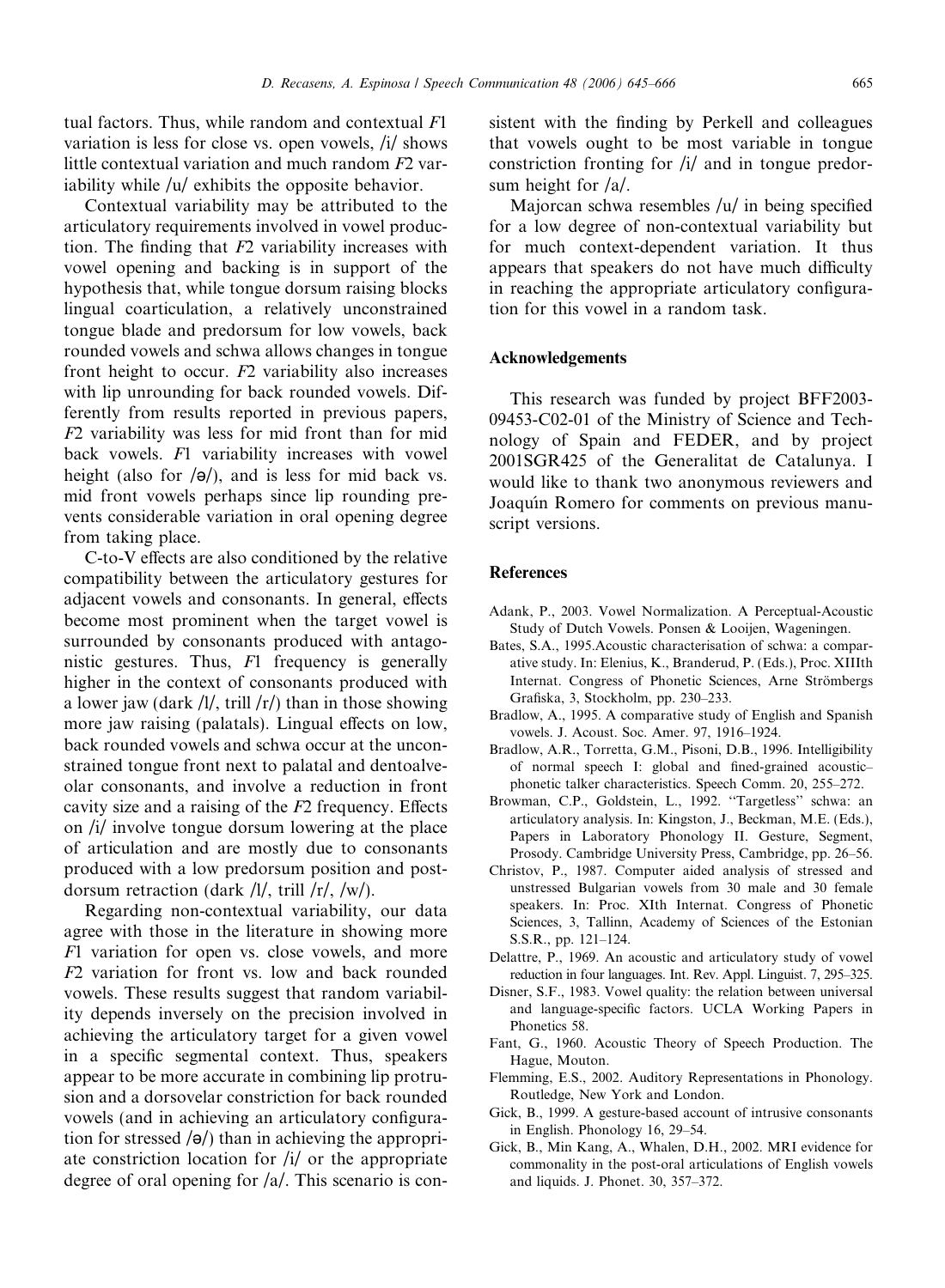tual factors. Thus, while random and contextual $F1$ variation is less for close vs. open vowels, /i/ shows little contextual variation and much random $F2$ variability while /u/ exhibits the opposite behavior.

Contextual variability may be attributed to the articulatory requirements involved in vowel production. The finding that $F2$ variability increases with vowel opening and backing is in support of the hypothesis that, while tongue dorsum raising blocks lingual coarticulation, a relatively unconstrained tongue blade and predorsum for low vowels, back rounded vowels and schwa allows changes in tongue front height to occur. $F2$ variability also increases with lip unrounding for back rounded vowels. Differently from results reported in previous papers, $F2$ variability was less for mid front than for mid back vowels. $F1$ variability increases with vowel height (also for /ə/), and is less for mid back vs. mid front vowels perhaps since lip rounding prevents considerable variation in oral opening degree from taking place.

C-to-V effects are also conditioned by the relative compatibility between the articulatory gestures for adjacent vowels and consonants. In general, effects become most prominent when the target vowel is surrounded by consonants produced with antagonistic gestures. Thus, $F1$ frequency is generally higher in the context of consonants produced with a lower jaw (dark /l/, trill /r/) than in those showing more jaw raising (palatals). Lingual effects on low, back rounded vowels and schwa occur at the unconstrained tongue front next to palatal and dentoalveolar consonants, and involve a reduction in front cavity size and a raising of the $F2$ frequency. Effects on /i/ involve tongue dorsum lowering at the place of articulation and are mostly due to consonants produced with a low predorsum position and postdorsum retraction (dark /l/, trill /r/, /w/).

Regarding non-contextual variability, our data agree with those in the literature in showing more $F1$ variation for open vs. close vowels, and more $F2$ variation for front vs. low and back rounded vowels. These results suggest that random variability depends inversely on the precision involved in achieving the articulatory target for a given vowel in a specific segmental context. Thus, speakers appear to be more accurate in combining lip protrusion and a dorsovelar constriction for back rounded vowels (and in achieving an articulatory configuration for stressed /ə/) than in achieving the appropriate constriction location for /i/ or the appropriate degree of oral opening for /a/. This scenario is consistent with the finding by Perkell and colleagues that vowels ought to be most variable in tongue constriction fronting for /i/ and in tongue predorsum height for /a/.

Majorcan schwa resembles /u/ in being specified for a low degree of non-contextual variability but for much context-dependent variation. It thus appears that speakers do not have much difficulty in reaching the appropriate articulatory configuration for this vowel in a random task.

## Acknowledgements

This research was funded by project BFF2003-09453-C02-01 of the Ministry of Science and Technology of Spain and FEDER, and by project 2001SGR425 of the Generalitat de Catalunya. I would like to thank two anonymous reviewers and Joaquín Romero for comments on previous manuscript versions.

## References

Adank, P., 2003. Vowel Normalization. A Perceptual-Acoustic Study of Dutch Vowels. Ponsen & Looijen, Wageningen.

Bates, S.A., 1995.Acoustic characterisation of schwa: a comparative study. In: Elenius, K., Branderud, P. (Eds.), Proc. XIIIth Internat. Congress of Phonetic Sciences, Arne Strömbergs Grafiska, 3, Stockholm, pp. 230–233.

Bradlow, A., 1995. A comparative study of English and Spanish vowels. J. Acoust. Soc. Amer. 97, 1916–1924.

Bradlow, A.R., Torretta, G.M., Pisoni, D.B., 1996. Intelligibility of normal speech I: global and fined-grained acoustic–phonetic talker characteristics. Speech Comm. 20, 255–272.

Browman, C.P., Goldstein, L., 1992. ''Targetless'' schwa: an articulatory analysis. In: Kingston, J., Beckman, M.E. (Eds.), Papers in Laboratory Phonology II. Gesture, Segment, Prosody. Cambridge University Press, Cambridge, pp. 26–56.

Christov, P., 1987. Computer aided analysis of stressed and unstressed Bulgarian vowels from 30 male and 30 female speakers. In: Proc. XIth Internat. Congress of Phonetic Sciences, 3, Tallinn, Academy of Sciences of the Estonian S.S.R., pp. 121–124.

Delattre, P., 1969. An acoustic and articulatory study of vowel reduction in four languages. Int. Rev. Appl. Linguist. 7, 295–325.

Disner, S.F., 1983. Vowel quality: the relation between universal and language-specific factors. UCLA Working Papers in Phonetics 58.

Fant, G., 1960. Acoustic Theory of Speech Production. The Hague, Mouton.

Flemming, E.S., 2002. Auditory Representations in Phonology. Routledge, New York and London.

Gick, B., 1999. A gesture-based account of intrusive consonants in English. Phonology 16, 29–54.

Gick, B., Min Kang, A., Whalen, D.H., 2002. MRI evidence for commonality in the post-oral articulations of English vowels and liquids. J. Phonet. 30, 357–372.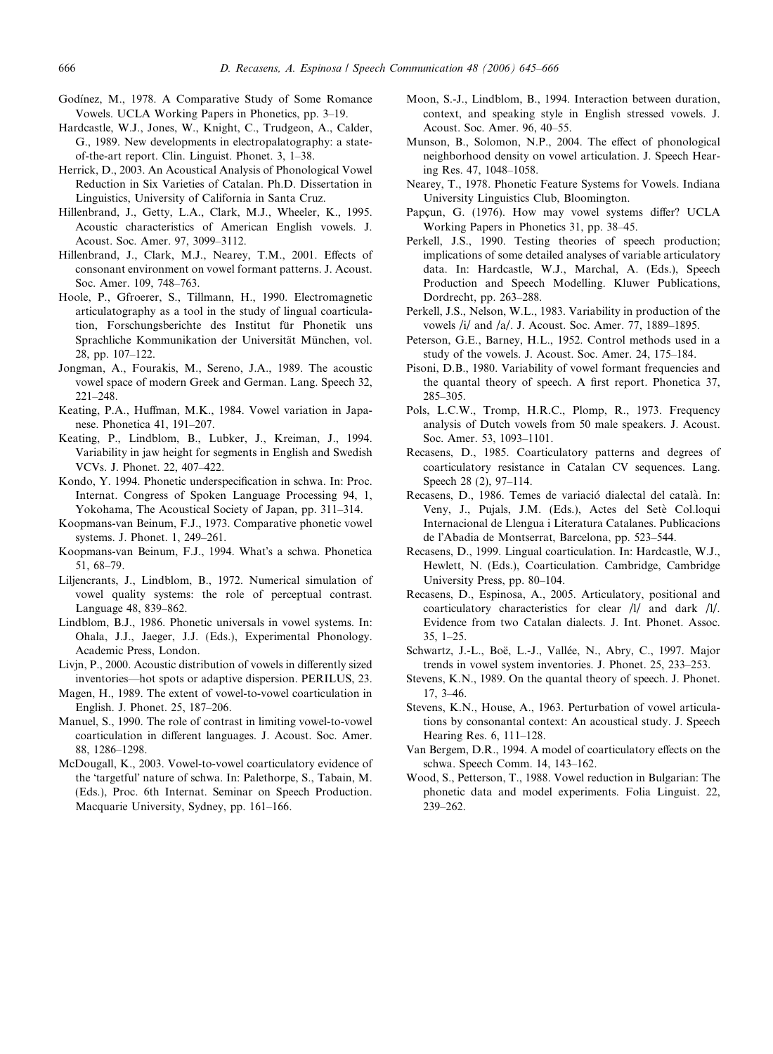Godínez, M., 1978. A Comparative Study of Some Romance Vowels. UCLA Working Papers in Phonetics, pp. 3–19.

Hardcastle, W.J., Jones, W., Knight, C., Trudgeon, A., Calder, G., 1989. New developments in electropalatography: a state-of-the-art report. Clin. Linguist. Phonet. 3, 1–38.

Herrick, D., 2003. An Acoustical Analysis of Phonological Vowel Reduction in Six Varieties of Catalan. Ph.D. Dissertation in Linguistics, University of California in Santa Cruz.

Hillenbrand, J., Getty, L.A., Clark, M.J., Wheeler, K., 1995. Acoustic characteristics of American English vowels. J. Acoust. Soc. Amer. 97, 3099–3112.

Hillenbrand, J., Clark, M.J., Nearey, T.M., 2001. Effects of consonant environment on vowel formant patterns. J. Acoust. Soc. Amer. 109, 748–763.

Hoole, P., Gfroerer, S., Tillmann, H., 1990. Electromagnetic articulatography as a tool in the study of lingual coarticulation, Forschungsberichte des Institut für Phonetik uns Sprachliche Kommunikation der Universität München, vol. 28, pp. 107–122.

Jongman, A., Fourakis, M., Sereno, J.A., 1989. The acoustic vowel space of modern Greek and German. Lang. Speech 32, 221–248.

Keating, P.A., Huffman, M.K., 1984. Vowel variation in Japanese. Phonetica 41, 191–207.

Keating, P., Lindblom, B., Lubker, J., Kreiman, J., 1994. Variability in jaw height for segments in English and Swedish VCVs. J. Phonet. 22, 407–422.

Kondo, Y. 1994. Phonetic underspecification in schwa. In: Proc. Internat. Congress of Spoken Language Processing 94, 1, Yokohama, The Acoustical Society of Japan, pp. 311–314.

Koopmans-van Beinum, F.J., 1973. Comparative phonetic vowel systems. J. Phonet. 1, 249–261.

Koopmans-van Beinum, F.J., 1994. What's a schwa. Phonetica 51, 68–79.

Liljencrants, J., Lindblom, B., 1972. Numerical simulation of vowel quality systems: the role of perceptual contrast. Language 48, 839–862.

Lindblom, B.J., 1986. Phonetic universals in vowel systems. In: Ohala, J.J., Jaeger, J.J. (Eds.), Experimental Phonology. Academic Press, London.

Livjn, P., 2000. Acoustic distribution of vowels in differently sized inventories—hot spots or adaptive dispersion. PERILUS, 23.

Magen, H., 1989. The extent of vowel-to-vowel coarticulation in English. J. Phonet. 25, 187–206.

Manuel, S., 1990. The role of contrast in limiting vowel-to-vowel coarticulation in different languages. J. Acoust. Soc. Amer. 88, 1286–1298.

McDougall, K., 2003. Vowel-to-vowel coarticulatory evidence of the 'targetful' nature of schwa. In: Palethorpe, S., Tabain, M. (Eds.), Proc. 6th Internat. Seminar on Speech Production. Macquarie University, Sydney, pp. 161–166.

Moon, S.-J., Lindblom, B., 1994. Interaction between duration, context, and speaking style in English stressed vowels. J. Acoust. Soc. Amer. 96, 40–55.

Munson, B., Solomon, N.P., 2004. The effect of phonological neighborhood density on vowel articulation. J. Speech Hearing Res. 47, 1048–1058.

Nearey, T., 1978. Phonetic Feature Systems for Vowels. Indiana University Linguistics Club, Bloomington.

Papçun, G. (1976). How may vowel systems differ? UCLA Working Papers in Phonetics 31, pp. 38–45.

Perkell, J.S., 1990. Testing theories of speech production; implications of some detailed analyses of variable articulatory data. In: Hardcastle, W.J., Marchal, A. (Eds.), Speech Production and Speech Modelling. Kluwer Publications, Dordrecht, pp. 263–288.

Perkell, J.S., Nelson, W.L., 1983. Variability in production of the vowels /i/ and /a/. J. Acoust. Soc. Amer. 77, 1889–1895.

Peterson, G.E., Barney, H.L., 1952. Control methods used in a study of the vowels. J. Acoust. Soc. Amer. 24, 175–184.

Pisoni, D.B., 1980. Variability of vowel formant frequencies and the quantal theory of speech. A first report. Phonetica 37, 285–305.

Pols, L.C.W., Tromp, H.R.C., Plomp, R., 1973. Frequency analysis of Dutch vowels from 50 male speakers. J. Acoust. Soc. Amer. 53, 1093–1101.

Recasens, D., 1985. Coarticulatory patterns and degrees of coarticulatory resistance in Catalan CV sequences. Lang. Speech 28 (2), 97–114.

Recasens, D., 1986. Temes de variació dialectal del català. In: Veny, J., Pujals, J.M. (Eds.), Actes del Setè Col.loqui Internacional de Llengua i Literatura Catalanes. Publicacions de l'Abadia de Montserrat, Barcelona, pp. 523–544.

Recasens, D., 1999. Lingual coarticulation. In: Hardcastle, W.J., Hewlett, N. (Eds.), Coarticulation. Cambridge, Cambridge University Press, pp. 80–104.

Recasens, D., Espinosa, A., 2005. Articulatory, positional and coarticulatory characteristics for clear /l/ and dark /l/. Evidence from two Catalan dialects. J. Int. Phonet. Assoc. 35, 1–25.

Schwartz, J.-L., Boë, L.-J., Vallée, N., Abry, C., 1997. Major trends in vowel system inventories. J. Phonet. 25, 233–253.

Stevens, K.N., 1989. On the quantal theory of speech. J. Phonet. 17, 3–46.

Stevens, K.N., House, A., 1963. Perturbation of vowel articulations by consonantal context: An acoustical study. J. Speech Hearing Res. 6, 111–128.

Van Bergem, D.R., 1994. A model of coarticulatory effects on the schwa. Speech Comm. 14, 143–162.

Wood, S., Petterson, T., 1988. Vowel reduction in Bulgarian: The phonetic data and model experiments. Folia Linguist. 22, 239–262.